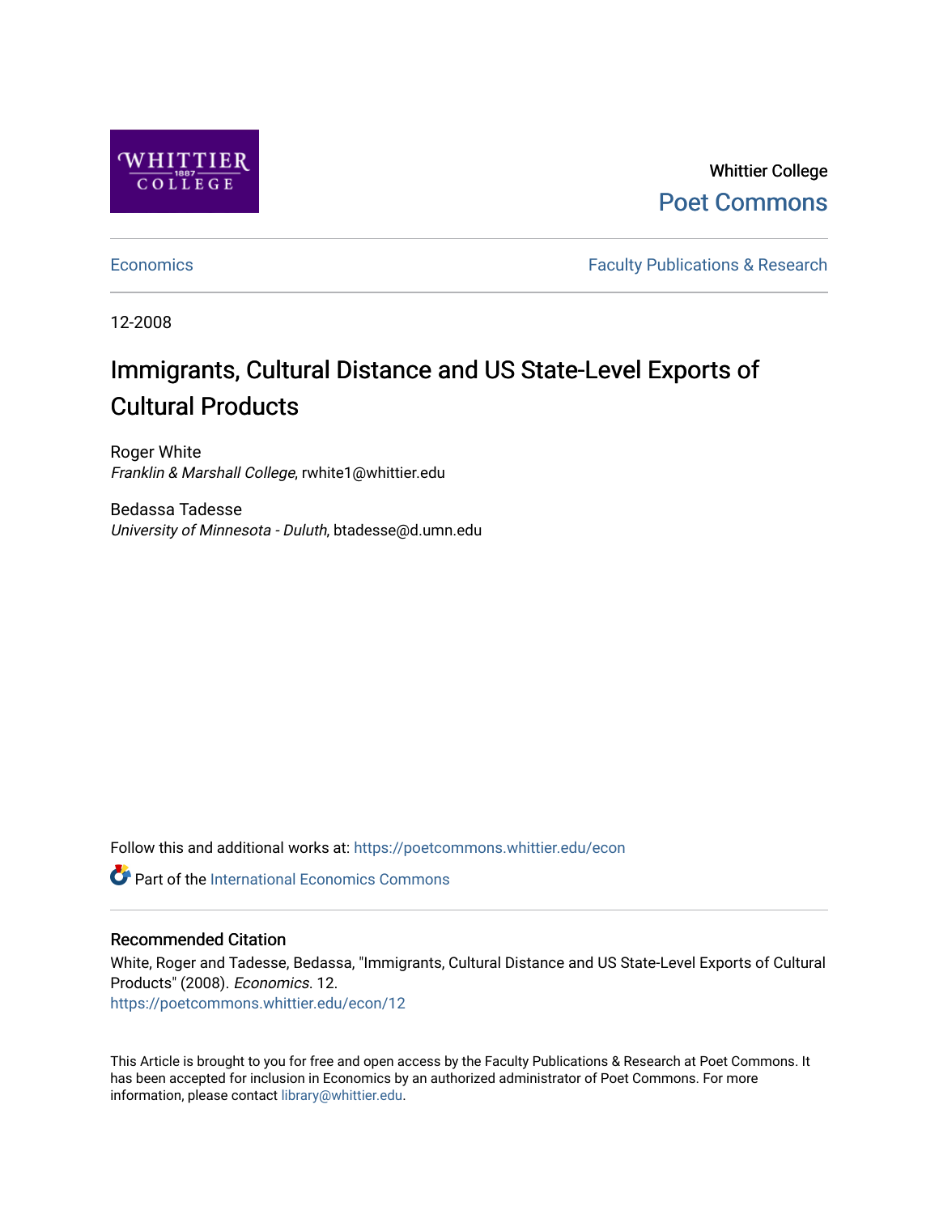Whittier College

Poet Commons

Economics

Faculty Publications & Research

12-2008

# Immigrants, Cultural Distance and US State-Level Exports of Cultural Products

Roger White

*Franklin & Marshall College*, rwhite1@whittier.edu

Bedassa Tadesse

*University of Minnesota - Duluth*, btadesse@d.umn.edu

Follow this and additional works at: https://poetcommons.whittier.edu/econ

Part of the International Economics Commons

## Recommended Citation

White, Roger and Tadesse, Bedassa, "Immigrants, Cultural Distance and US State-Level Exports of Cultural Products" (2008). *Economics*. 12.

https://poetcommons.whittier.edu/econ/12

This Article is brought to you for free and open access by the Faculty Publications & Research at Poet Commons. It has been accepted for inclusion in Economics by an authorized administrator of Poet Commons. For more information, please contact library@whittier.edu.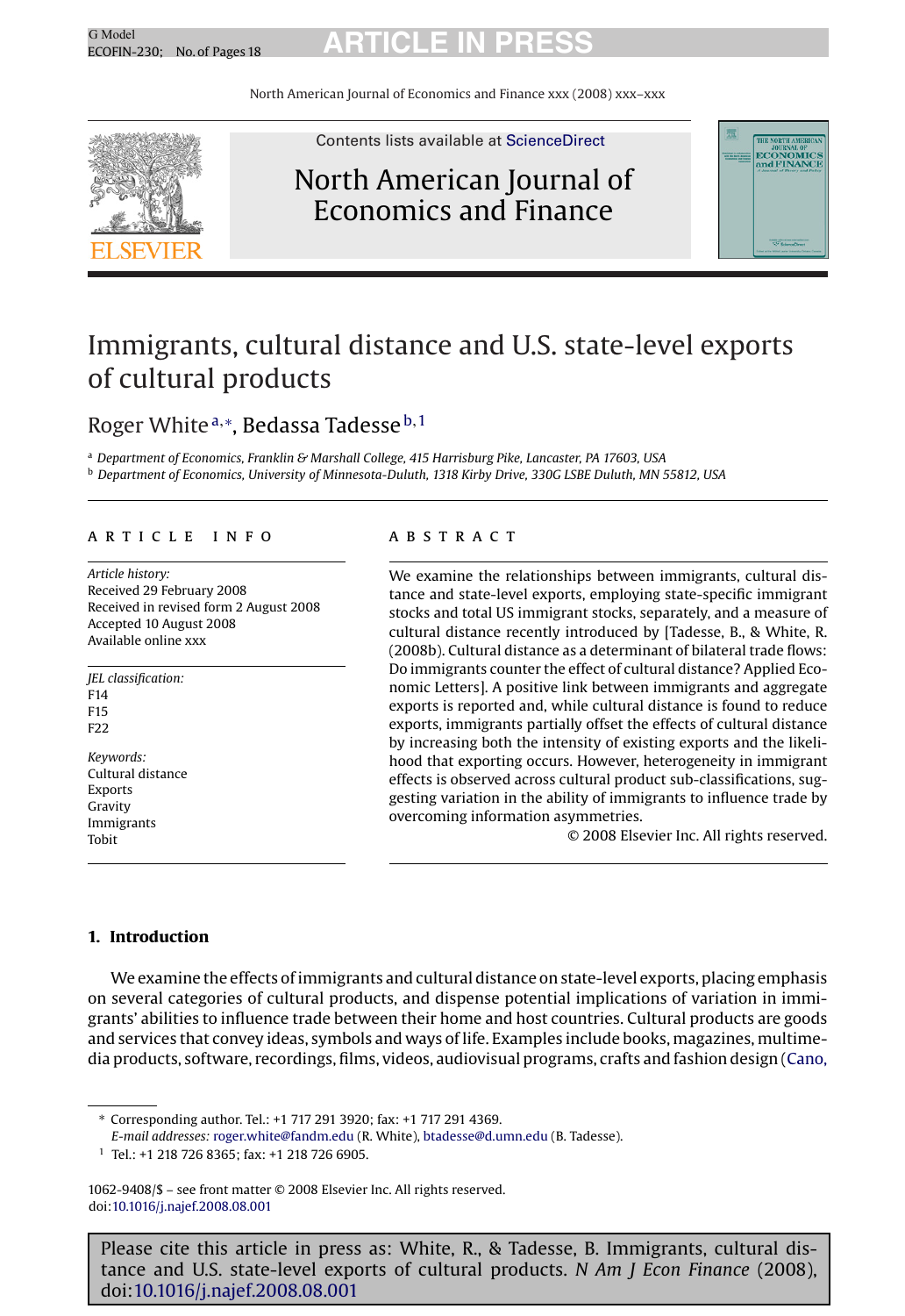# Immigrants, cultural distance and U.S. state-level exports of cultural products

Roger White [a,*], Bedassa Tadesse [b,1]

[a] Department of Economics, Franklin & Marshall College, 415 Harrisburg Pike, Lancaster, PA 17603, USA

[b] Department of Economics, University of Minnesota-Duluth, 1318 Kirby Drive, 330G LSBE Duluth, MN 55812, USA

## ARTICLE INFO

*Article history:*
Received 29 February 2008
Received in revised form 2 August 2008
Accepted 10 August 2008
Available online xxx

*JEL classification:*
F14
F15
F22

*Keywords:*
Cultural distance
Exports
Gravity
Immigrants
Tobit

## ABSTRACT

We examine the relationships between immigrants, cultural distance and state-level exports, employing state-specific immigrant stocks and total US immigrant stocks, separately, and a measure of cultural distance recently introduced by [Tadesse, B., & White, R. (2008b). Cultural distance as a determinant of bilateral trade flows: Do immigrants counter the effect of cultural distance? Applied Economic Letters]. A positive link between immigrants and aggregate exports is reported and, while cultural distance is found to reduce exports, immigrants partially offset the effects of cultural distance by increasing both the intensity of existing exports and the likelihood that exporting occurs. However, heterogeneity in immigrant effects is observed across cultural product sub-classifications, suggesting variation in the ability of immigrants to influence trade by overcoming information asymmetries.

© 2008 Elsevier Inc. All rights reserved.

## 1. Introduction

We examine the effects of immigrants and cultural distance on state-level exports, placing emphasis on several categories of cultural products, and dispense potential implications of variation in immigrants' abilities to influence trade between their home and host countries. Cultural products are goods and services that convey ideas, symbols and ways of life. Examples include books, magazines, multimedia products, software, recordings, films, videos, audiovisual programs, crafts and fashion design (Cano,

\* Corresponding author. Tel.: +1 717 291 3920; fax: +1 717 291 4369.
*E-mail addresses:* roger.white@fandm.edu (R. White), btadesse@d.umn.edu (B. Tadesse).

[1] Tel.: +1 218 726 8365; fax: +1 218 726 6905.

1062-9408/$ – see front matter © 2008 Elsevier Inc. All rights reserved.
doi:10.1016/j.najef.2008.08.001

Please cite this article in press as: White, R., & Tadesse, B. Immigrants, cultural distance and U.S. state-level exports of cultural products. *N Am J Econ Finance* (2008), doi:10.1016/j.najef.2008.08.001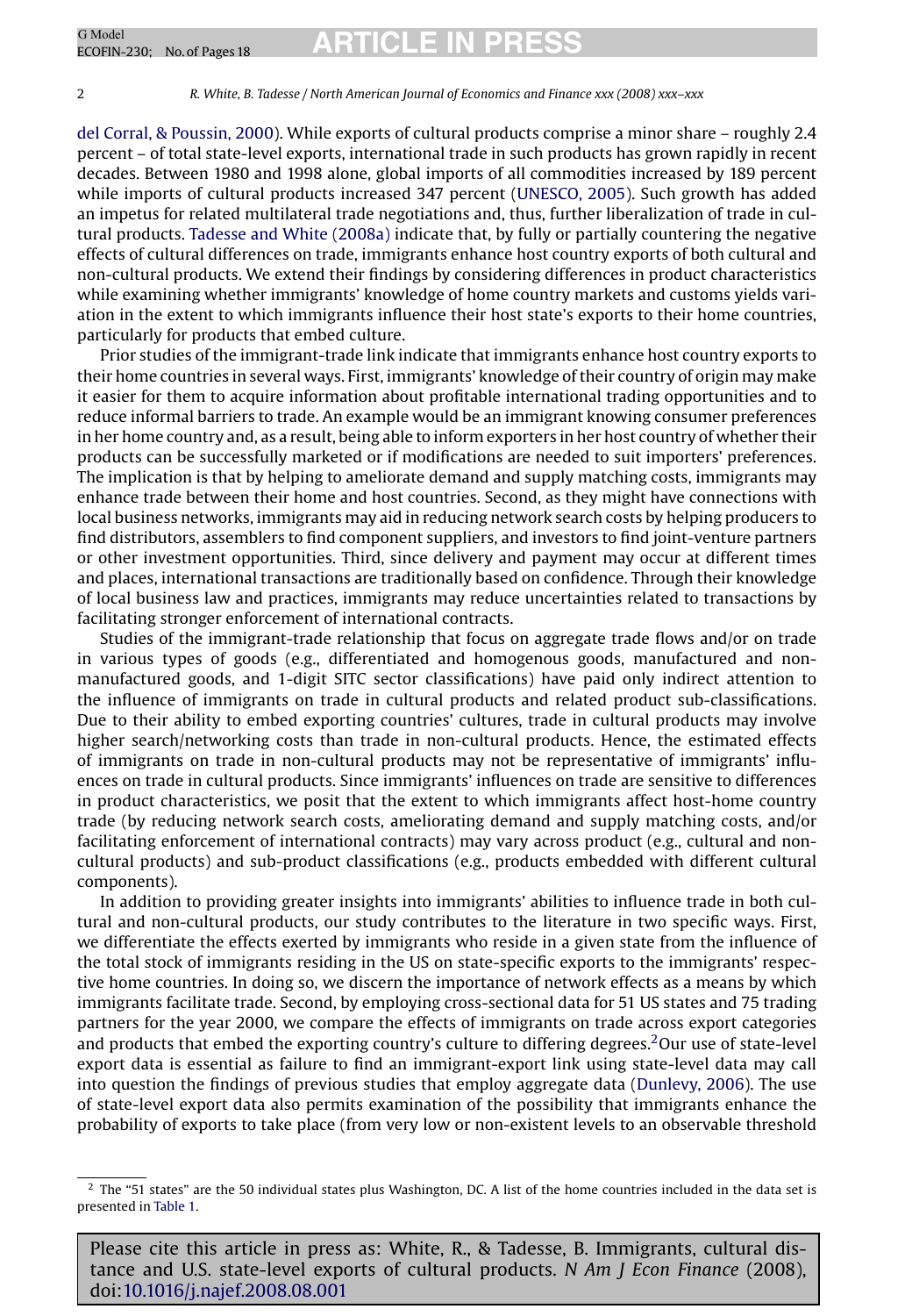del Corral, & Poussin, 2000). While exports of cultural products comprise a minor share – roughly 2.4 percent – of total state-level exports, international trade in such products has grown rapidly in recent decades. Between 1980 and 1998 alone, global imports of all commodities increased by 189 percent while imports of cultural products increased 347 percent (UNESCO, 2005). Such growth has added an impetus for related multilateral trade negotiations and, thus, further liberalization of trade in cultural products. Tadesse and White (2008a) indicate that, by fully or partially countering the negative effects of cultural differences on trade, immigrants enhance host country exports of both cultural and non-cultural products. We extend their findings by considering differences in product characteristics while examining whether immigrants' knowledge of home country markets and customs yields variation in the extent to which immigrants influence their host state's exports to their home countries, particularly for products that embed culture.

Prior studies of the immigrant-trade link indicate that immigrants enhance host country exports to their home countries in several ways. First, immigrants' knowledge of their country of origin may make it easier for them to acquire information about profitable international trading opportunities and to reduce informal barriers to trade. An example would be an immigrant knowing consumer preferences in her home country and, as a result, being able to inform exporters in her host country of whether their products can be successfully marketed or if modifications are needed to suit importers' preferences. The implication is that by helping to ameliorate demand and supply matching costs, immigrants may enhance trade between their home and host countries. Second, as they might have connections with local business networks, immigrants may aid in reducing network search costs by helping producers to find distributors, assemblers to find component suppliers, and investors to find joint-venture partners or other investment opportunities. Third, since delivery and payment may occur at different times and places, international transactions are traditionally based on confidence. Through their knowledge of local business law and practices, immigrants may reduce uncertainties related to transactions by facilitating stronger enforcement of international contracts.

Studies of the immigrant-trade relationship that focus on aggregate trade flows and/or on trade in various types of goods (e.g., differentiated and homogenous goods, manufactured and non-manufactured goods, and 1-digit SITC sector classifications) have paid only indirect attention to the influence of immigrants on trade in cultural products and related product sub-classifications. Due to their ability to embed exporting countries' cultures, trade in cultural products may involve higher search/networking costs than trade in non-cultural products. Hence, the estimated effects of immigrants on trade in non-cultural products may not be representative of immigrants' influences on trade in cultural products. Since immigrants' influences on trade are sensitive to differences in product characteristics, we posit that the extent to which immigrants affect host-home country trade (by reducing network search costs, ameliorating demand and supply matching costs, and/or facilitating enforcement of international contracts) may vary across product (e.g., cultural and non-cultural products) and sub-product classifications (e.g., products embedded with different cultural components).

In addition to providing greater insights into immigrants' abilities to influence trade in both cultural and non-cultural products, our study contributes to the literature in two specific ways. First, we differentiate the effects exerted by immigrants who reside in a given state from the influence of the total stock of immigrants residing in the US on state-specific exports to the immigrants' respective home countries. In doing so, we discern the importance of network effects as a means by which immigrants facilitate trade. Second, by employing cross-sectional data for 51 US states and 75 trading partners for the year 2000, we compare the effects of immigrants on trade across export categories and products that embed the exporting country's culture to differing degrees.[2] Our use of state-level export data is essential as failure to find an immigrant-export link using state-level data may call into question the findings of previous studies that employ aggregate data (Dunlevy, 2006). The use of state-level export data also permits examination of the possibility that immigrants enhance the probability of exports to take place (from very low or non-existent levels to an observable threshold

[2] The "51 states" are the 50 individual states plus Washington, DC. A list of the home countries included in the data set is presented in Table 1.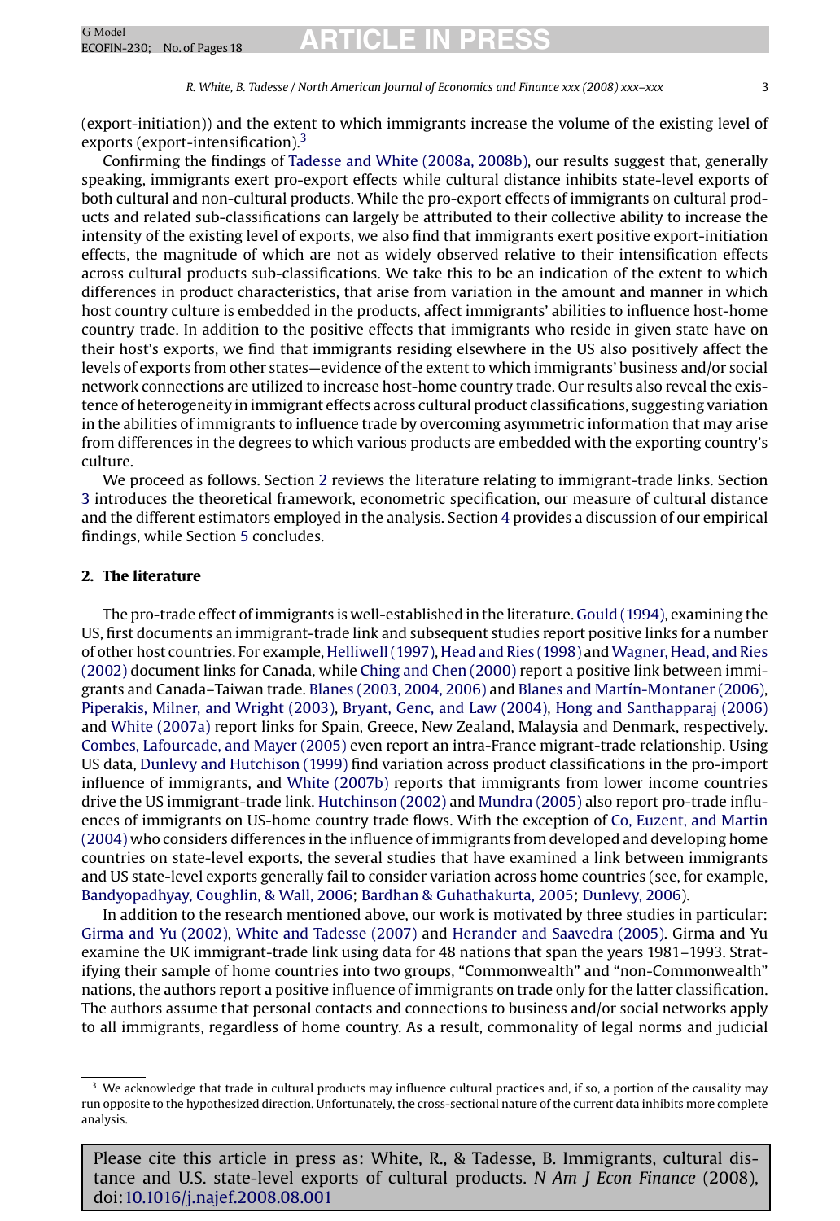(export-initiation)) and the extent to which immigrants increase the volume of the existing level of exports (export-intensification).[3]

Confirming the findings of Tadesse and White (2008a, 2008b), our results suggest that, generally speaking, immigrants exert pro-export effects while cultural distance inhibits state-level exports of both cultural and non-cultural products. While the pro-export effects of immigrants on cultural products and related sub-classifications can largely be attributed to their collective ability to increase the intensity of the existing level of exports, we also find that immigrants exert positive export-initiation effects, the magnitude of which are not as widely observed relative to their intensification effects across cultural products sub-classifications. We take this to be an indication of the extent to which differences in product characteristics, that arise from variation in the amount and manner in which host country culture is embedded in the products, affect immigrants' abilities to influence host-home country trade. In addition to the positive effects that immigrants who reside in given state have on their host's exports, we find that immigrants residing elsewhere in the US also positively affect the levels of exports from other states—evidence of the extent to which immigrants' business and/or social network connections are utilized to increase host-home country trade. Our results also reveal the existence of heterogeneity in immigrant effects across cultural product classifications, suggesting variation in the abilities of immigrants to influence trade by overcoming asymmetric information that may arise from differences in the degrees to which various products are embedded with the exporting country's culture.

We proceed as follows. Section 2 reviews the literature relating to immigrant-trade links. Section 3 introduces the theoretical framework, econometric specification, our measure of cultural distance and the different estimators employed in the analysis. Section 4 provides a discussion of our empirical findings, while Section 5 concludes.

## 2. The literature

The pro-trade effect of immigrants is well-established in the literature. Gould (1994), examining the US, first documents an immigrant-trade link and subsequent studies report positive links for a number of other host countries. For example, Helliwell (1997), Head and Ries (1998) and Wagner, Head, and Ries (2002) document links for Canada, while Ching and Chen (2000) report a positive link between immigrants and Canada–Taiwan trade. Blanes (2003, 2004, 2006) and Blanes and Martín-Montaner (2006), Piperakis, Milner, and Wright (2003), Bryant, Genc, and Law (2004), Hong and Santhapparaj (2006) and White (2007a) report links for Spain, Greece, New Zealand, Malaysia and Denmark, respectively. Combes, Lafourcade, and Mayer (2005) even report an intra-France migrant-trade relationship. Using US data, Dunlevy and Hutchison (1999) find variation across product classifications in the pro-import influence of immigrants, and White (2007b) reports that immigrants from lower income countries drive the US immigrant-trade link. Hutchinson (2002) and Mundra (2005) also report pro-trade influences of immigrants on US-home country trade flows. With the exception of Co, Euzent, and Martin (2004) who considers differences in the influence of immigrants from developed and developing home countries on state-level exports, the several studies that have examined a link between immigrants and US state-level exports generally fail to consider variation across home countries (see, for example, Bandyopadhyay, Coughlin, & Wall, 2006; Bardhan & Guhathakurta, 2005; Dunlevy, 2006).

In addition to the research mentioned above, our work is motivated by three studies in particular: Girma and Yu (2002), White and Tadesse (2007) and Herander and Saavedra (2005). Girma and Yu examine the UK immigrant-trade link using data for 48 nations that span the years 1981–1993. Stratifying their sample of home countries into two groups, "Commonwealth" and "non-Commonwealth" nations, the authors report a positive influence of immigrants on trade only for the latter classification. The authors assume that personal contacts and connections to business and/or social networks apply to all immigrants, regardless of home country. As a result, commonality of legal norms and judicial

[3] We acknowledge that trade in cultural products may influence cultural practices and, if so, a portion of the causality may run opposite to the hypothesized direction. Unfortunately, the cross-sectional nature of the current data inhibits more complete analysis.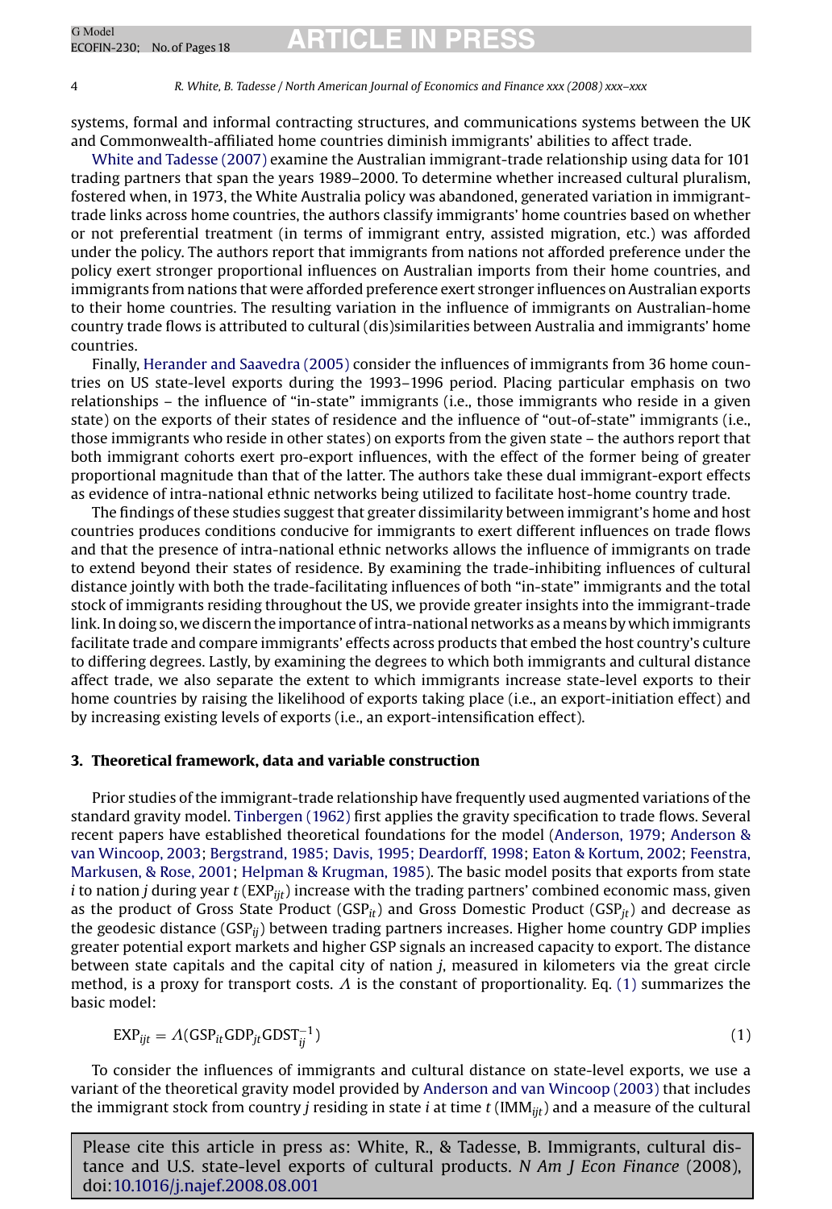systems, formal and informal contracting structures, and communications systems between the UK and Commonwealth-affiliated home countries diminish immigrants' abilities to affect trade.

White and Tadesse (2007) examine the Australian immigrant-trade relationship using data for 101 trading partners that span the years 1989–2000. To determine whether increased cultural pluralism, fostered when, in 1973, the White Australia policy was abandoned, generated variation in immigrant-trade links across home countries, the authors classify immigrants' home countries based on whether or not preferential treatment (in terms of immigrant entry, assisted migration, etc.) was afforded under the policy. The authors report that immigrants from nations not afforded preference under the policy exert stronger proportional influences on Australian imports from their home countries, and immigrants from nations that were afforded preference exert stronger influences on Australian exports to their home countries. The resulting variation in the influence of immigrants on Australian-home country trade flows is attributed to cultural (dis)similarities between Australia and immigrants' home countries.

Finally, Herander and Saavedra (2005) consider the influences of immigrants from 36 home countries on US state-level exports during the 1993–1996 period. Placing particular emphasis on two relationships – the influence of "in-state" immigrants (i.e., those immigrants who reside in a given state) on the exports of their states of residence and the influence of "out-of-state" immigrants (i.e., those immigrants who reside in other states) on exports from the given state – the authors report that both immigrant cohorts exert pro-export influences, with the effect of the former being of greater proportional magnitude than that of the latter. The authors take these dual immigrant-export effects as evidence of intra-national ethnic networks being utilized to facilitate host-home country trade.

The findings of these studies suggest that greater dissimilarity between immigrant's home and host countries produces conditions conducive for immigrants to exert different influences on trade flows and that the presence of intra-national ethnic networks allows the influence of immigrants on trade to extend beyond their states of residence. By examining the trade-inhibiting influences of cultural distance jointly with both the trade-facilitating influences of both "in-state" immigrants and the total stock of immigrants residing throughout the US, we provide greater insights into the immigrant-trade link. In doing so, we discern the importance of intra-national networks as a means by which immigrants facilitate trade and compare immigrants' effects across products that embed the host country's culture to differing degrees. Lastly, by examining the degrees to which both immigrants and cultural distance affect trade, we also separate the extent to which immigrants increase state-level exports to their home countries by raising the likelihood of exports taking place (i.e., an export-initiation effect) and by increasing existing levels of exports (i.e., an export-intensification effect).

## 3. Theoretical framework, data and variable construction

Prior studies of the immigrant-trade relationship have frequently used augmented variations of the standard gravity model. Tinbergen (1962) first applies the gravity specification to trade flows. Several recent papers have established theoretical foundations for the model (Anderson, 1979; Anderson & van Wincoop, 2003; Bergstrand, 1985; Davis, 1995; Deardorff, 1998; Eaton & Kortum, 2002; Feenstra, Markusen, & Rose, 2001; Helpman & Krugman, 1985). The basic model posits that exports from state $i$ to nation $j$ during year $t$ ($\text{EXP}_{ijt}$) increase with the trading partners' combined economic mass, given as the product of Gross State Product ($\text{GSP}_{it}$) and Gross Domestic Product ($\text{GSP}_{jt}$) and decrease as the geodesic distance ($\text{GSP}_{ij}$) between trading partners increases. Higher home country GDP implies greater potential export markets and higher GSP signals an increased capacity to export. The distance between state capitals and the capital city of nation $j$, measured in kilometers via the great circle method, is a proxy for transport costs. $\Lambda$ is the constant of proportionality. Eq. (1) summarizes the basic model:

$$\text{EXP}_{ijt} = \Lambda(\text{GSP}_{it}\text{GDP}_{jt}\text{GDST}_{ij}^{-1}) \tag{1}$$

To consider the influences of immigrants and cultural distance on state-level exports, we use a variant of the theoretical gravity model provided by Anderson and van Wincoop (2003) that includes the immigrant stock from country $j$ residing in state $i$ at time $t$ ($\text{IMM}_{ijt}$) and a measure of the cultural

Please cite this article in press as: White, R., & Tadesse, B. Immigrants, cultural distance and U.S. state-level exports of cultural products. *N Am J Econ Finance* (2008), doi:10.1016/j.najef.2008.08.001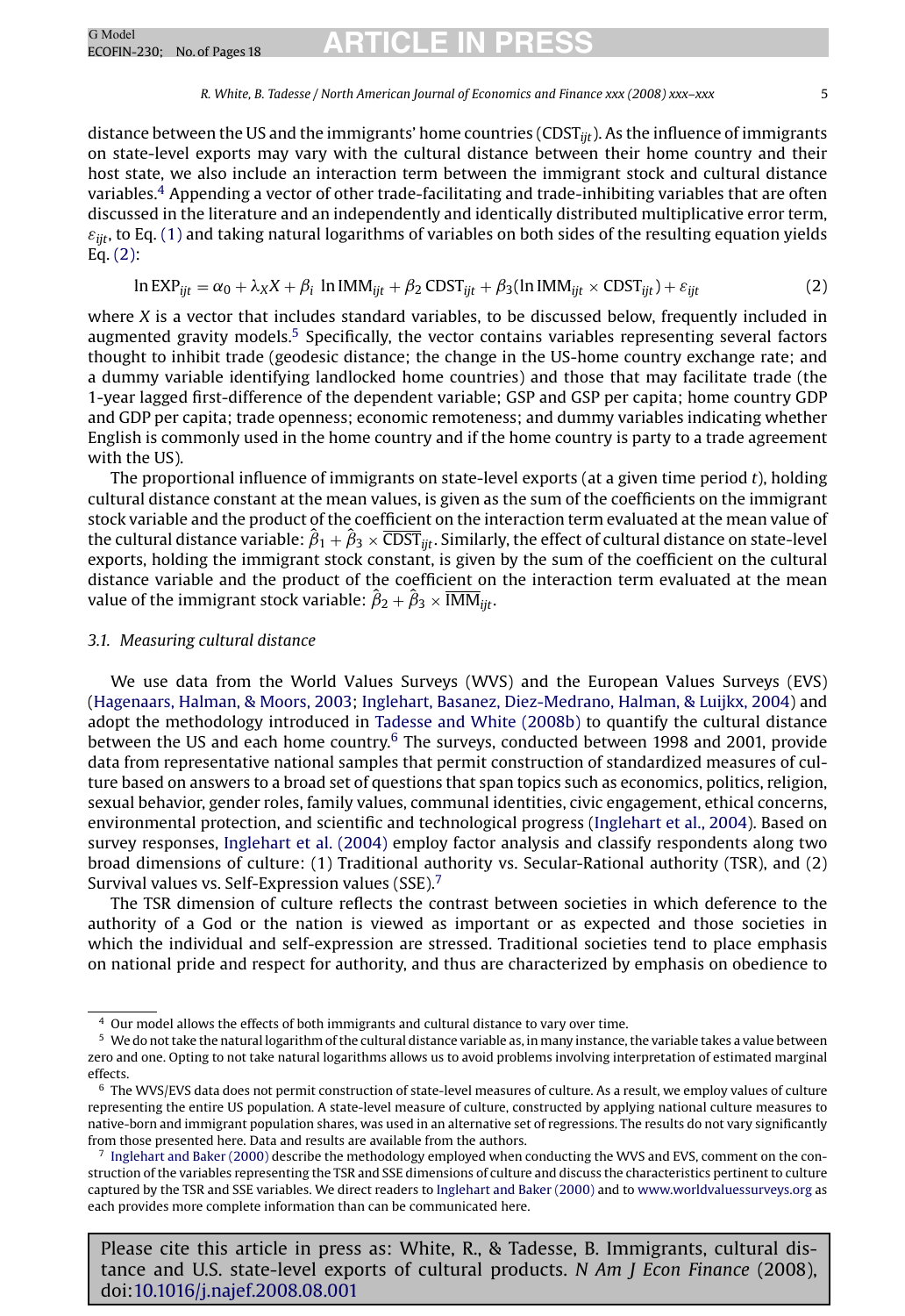distance between the US and the immigrants' home countries ($\text{CDST}_{ijt}$). As the influence of immigrants on state-level exports may vary with the cultural distance between their home country and their host state, we also include an interaction term between the immigrant stock and cultural distance variables.[4] Appending a vector of other trade-facilitating and trade-inhibiting variables that are often discussed in the literature and an independently and identically distributed multiplicative error term, $\varepsilon_{ijt}$, to Eq. (1) and taking natural logarithms of variables on both sides of the resulting equation yields Eq. (2):

$$\ln \text{EXP}_{ijt} = \alpha_0 + \lambda_X X + \beta_i \ln \text{IMM}_{ijt} + \beta_2 \text{CDST}_{ijt} + \beta_3(\ln \text{IMM}_{ijt} \times \text{CDST}_{ijt}) + \varepsilon_{ijt} \tag{2}$$

where $X$ is a vector that includes standard variables, to be discussed below, frequently included in augmented gravity models.[5] Specifically, the vector contains variables representing several factors thought to inhibit trade (geodesic distance; the change in the US-home country exchange rate; and a dummy variable identifying landlocked home countries) and those that may facilitate trade (the 1-year lagged first-difference of the dependent variable; GSP and GSP per capita; home country GDP and GDP per capita; trade openness; economic remoteness; and dummy variables indicating whether English is commonly used in the home country and if the home country is party to a trade agreement with the US).

The proportional influence of immigrants on state-level exports (at a given time period $t$), holding cultural distance constant at the mean values, is given as the sum of the coefficients on the immigrant stock variable and the product of the coefficient on the interaction term evaluated at the mean value of the cultural distance variable: $\hat{\beta}_1 + \hat{\beta}_3 \times \overline{\text{CDST}}_{ijt}$. Similarly, the effect of cultural distance on state-level exports, holding the immigrant stock constant, is given by the sum of the coefficient on the cultural distance variable and the product of the coefficient on the interaction term evaluated at the mean value of the immigrant stock variable: $\hat{\beta}_2 + \hat{\beta}_3 \times \overline{\text{IMM}}_{ijt}$.

### 3.1. Measuring cultural distance

We use data from the World Values Surveys (WVS) and the European Values Surveys (EVS) (Hagenaars, Halman, & Moors, 2003; Inglehart, Basanez, Diez-Medrano, Halman, & Luijkx, 2004) and adopt the methodology introduced in Tadesse and White (2008b) to quantify the cultural distance between the US and each home country.[6] The surveys, conducted between 1998 and 2001, provide data from representative national samples that permit construction of standardized measures of culture based on answers to a broad set of questions that span topics such as economics, politics, religion, sexual behavior, gender roles, family values, communal identities, civic engagement, ethical concerns, environmental protection, and scientific and technological progress (Inglehart et al., 2004). Based on survey responses, Inglehart et al. (2004) employ factor analysis and classify respondents along two broad dimensions of culture: (1) Traditional authority vs. Secular-Rational authority (TSR), and (2) Survival values vs. Self-Expression values (SSE).[7]

The TSR dimension of culture reflects the contrast between societies in which deference to the authority of a God or the nation is viewed as important or as expected and those societies in which the individual and self-expression are stressed. Traditional societies tend to place emphasis on national pride and respect for authority, and thus are characterized by emphasis on obedience to

---

[4] Our model allows the effects of both immigrants and cultural distance to vary over time.

[5] We do not take the natural logarithm of the cultural distance variable as, in many instance, the variable takes a value between zero and one. Opting to not take natural logarithms allows us to avoid problems involving interpretation of estimated marginal effects.

[6] The WVS/EVS data does not permit construction of state-level measures of culture. As a result, we employ values of culture representing the entire US population. A state-level measure of culture, constructed by applying national culture measures to native-born and immigrant population shares, was used in an alternative set of regressions. The results do not vary significantly from those presented here. Data and results are available from the authors.

[7] Inglehart and Baker (2000) describe the methodology employed when conducting the WVS and EVS, comment on the construction of the variables representing the TSR and SSE dimensions of culture and discuss the characteristics pertinent to culture captured by the TSR and SSE variables. We direct readers to Inglehart and Baker (2000) and to www.worldvaluessurveys.org as each provides more complete information than can be communicated here.

Please cite this article in press as: White, R., & Tadesse, B. Immigrants, cultural distance and U.S. state-level exports of cultural products. *N Am J Econ Finance* (2008), doi:10.1016/j.najef.2008.08.001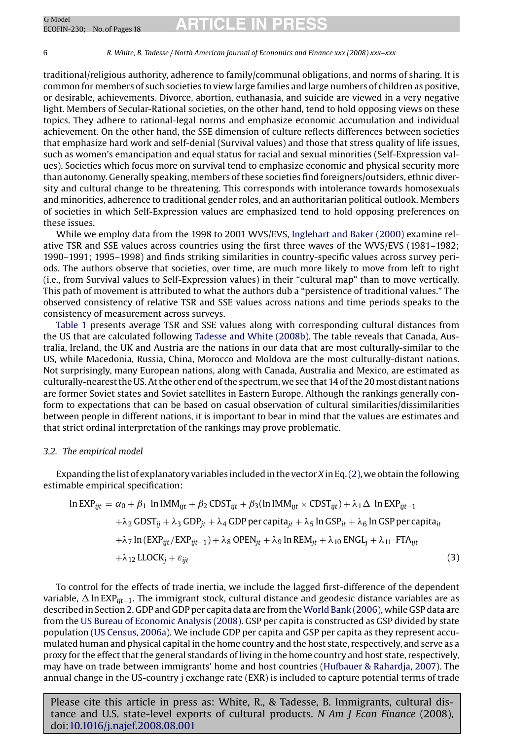traditional/religious authority, adherence to family/communal obligations, and norms of sharing. It is common for members of such societies to view large families and large numbers of children as positive, or desirable, achievements. Divorce, abortion, euthanasia, and suicide are viewed in a very negative light. Members of Secular-Rational societies, on the other hand, tend to hold opposing views on these topics. They adhere to rational-legal norms and emphasize economic accumulation and individual achievement. On the other hand, the SSE dimension of culture reflects differences between societies that emphasize hard work and self-denial (Survival values) and those that stress quality of life issues, such as women's emancipation and equal status for racial and sexual minorities (Self-Expression values). Societies which focus more on survival tend to emphasize economic and physical security more than autonomy. Generally speaking, members of these societies find foreigners/outsiders, ethnic diversity and cultural change to be threatening. This corresponds with intolerance towards homosexuals and minorities, adherence to traditional gender roles, and an authoritarian political outlook. Members of societies in which Self-Expression values are emphasized tend to hold opposing preferences on these issues.

While we employ data from the 1998 to 2001 WVS/EVS, Inglehart and Baker (2000) examine relative TSR and SSE values across countries using the first three waves of the WVS/EVS (1981–1982; 1990–1991; 1995–1998) and finds striking similarities in country-specific values across survey periods. The authors observe that societies, over time, are much more likely to move from left to right (i.e., from Survival values to Self-Expression values) in their "cultural map" than to move vertically. This path of movement is attributed to what the authors dub a "persistence of traditional values." The observed consistency of relative TSR and SSE values across nations and time periods speaks to the consistency of measurement across surveys.

Table 1 presents average TSR and SSE values along with corresponding cultural distances from the US that are calculated following Tadesse and White (2008b). The table reveals that Canada, Australia, Ireland, the UK and Austria are the nations in our data that are most culturally-similar to the US, while Macedonia, Russia, China, Morocco and Moldova are the most culturally-distant nations. Not surprisingly, many European nations, along with Canada, Australia and Mexico, are estimated as culturally-nearest the US. At the other end of the spectrum, we see that 14 of the 20 most distant nations are former Soviet states and Soviet satellites in Eastern Europe. Although the rankings generally conform to expectations that can be based on casual observation of cultural similarities/dissimilarities between people in different nations, it is important to bear in mind that the values are estimates and that strict ordinal interpretation of the rankings may prove problematic.

### 3.2. The empirical model

Expanding the list of explanatory variables included in the vector $X$ in Eq. (2), we obtain the following estimable empirical specification:

$$
\begin{aligned}
\ln \mathrm{EXP}_{ijt} = {} & \alpha_0 + \beta_1 \ln \mathrm{IMM}_{ijt} + \beta_2\, \mathrm{CDST}_{ijt} + \beta_3 (\ln \mathrm{IMM}_{ijt} \times \mathrm{CDST}_{ijt}) + \lambda_1 \Delta \ln \mathrm{EXP}_{ijt-1} \\
& + \lambda_2\, \mathrm{GDST}_{ij} + \lambda_3\, \mathrm{GDP}_{jt} + \lambda_4\, \mathrm{GDP\,per\,capita}_{jt} + \lambda_5 \ln \mathrm{GSP}_{it} + \lambda_6 \ln \mathrm{GSP\,per\,capita}_{it} \\
& + \lambda_7 \ln (\mathrm{EXP}_{ijt}/\mathrm{EXP}_{ijt-1}) + \lambda_8\, \mathrm{OPEN}_{jt} + \lambda_9 \ln \mathrm{REM}_{jt} + \lambda_{10}\, \mathrm{ENGL}_j + \lambda_{11}\, \mathrm{FTA}_{ijt} \\
& + \lambda_{12}\, \mathrm{LLOCK}_j + \varepsilon_{ijt}
\end{aligned} \tag{3}
$$

To control for the effects of trade inertia, we include the lagged first-difference of the dependent variable, $\Delta \ln \mathrm{EXP}_{ijt-1}$. The immigrant stock, cultural distance and geodesic distance variables are as described in Section 2. GDP and GDP per capita data are from the World Bank (2006), while GSP data are from the US Bureau of Economic Analysis (2008). GSP per capita is constructed as GSP divided by state population (US Census, 2006a). We include GDP per capita and GSP per capita as they represent accumulated human and physical capital in the home country and the host state, respectively, and serve as a proxy for the effect that the general standards of living in the home country and host state, respectively, may have on trade between immigrants' home and host countries (Hufbauer & Rahardja, 2007). The annual change in the US-country j exchange rate (EXR) is included to capture potential terms of trade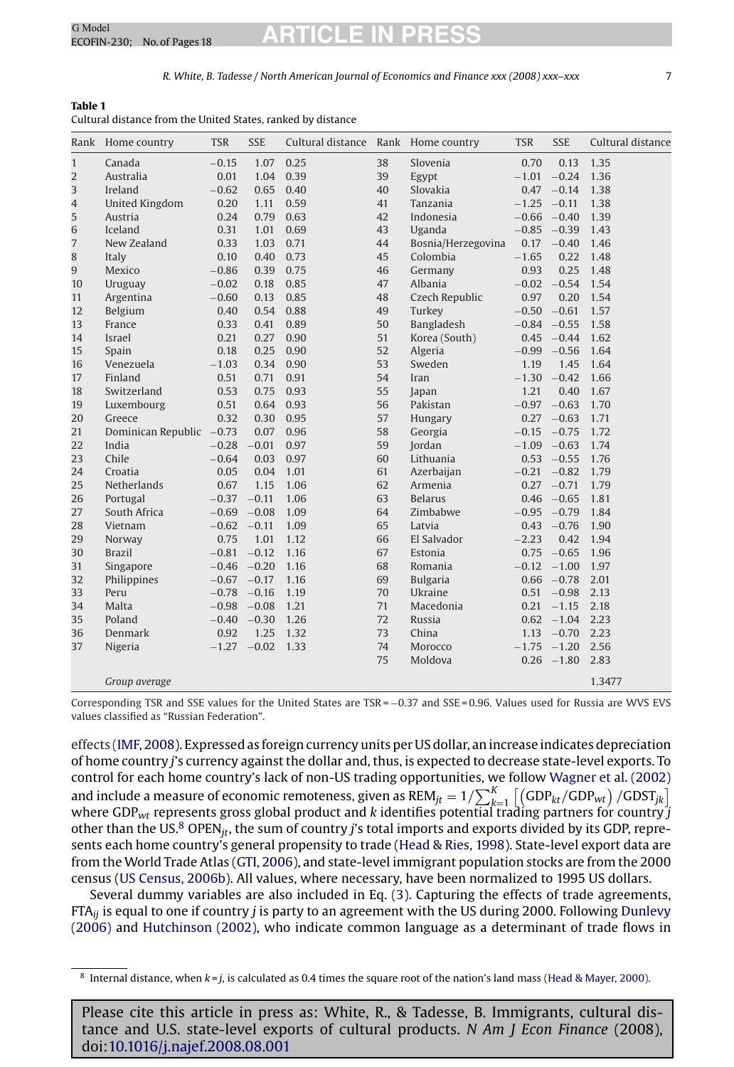**Table 1**
Cultural distance from the United States, ranked by distance

| Rank | Home country | TSR | SSE | Cultural distance | Rank | Home country | TSR | SSE | Cultural distance |
|---|---|---|---|---|---|---|---|---|---|
| 1 | Canada | −0.15 | 1.07 | 0.25 | 38 | Slovenia | 0.70 | 0.13 | 1.35 |
| 2 | Australia | 0.01 | 1.04 | 0.39 | 39 | Egypt | −1.01 | −0.24 | 1.36 |
| 3 | Ireland | −0.62 | 0.65 | 0.40 | 40 | Slovakia | 0.47 | −0.14 | 1.38 |
| 4 | United Kingdom | 0.20 | 1.11 | 0.59 | 41 | Tanzania | −1.25 | −0.11 | 1.38 |
| 5 | Austria | 0.24 | 0.79 | 0.63 | 42 | Indonesia | −0.66 | −0.40 | 1.39 |
| 6 | Iceland | 0.31 | 1.01 | 0.69 | 43 | Uganda | −0.85 | −0.39 | 1.43 |
| 7 | New Zealand | 0.33 | 1.03 | 0.71 | 44 | Bosnia/Herzegovina | 0.17 | −0.40 | 1.46 |
| 8 | Italy | 0.10 | 0.40 | 0.73 | 45 | Colombia | −1.65 | 0.22 | 1.48 |
| 9 | Mexico | −0.86 | 0.39 | 0.75 | 46 | Germany | 0.93 | 0.25 | 1.48 |
| 10 | Uruguay | −0.02 | 0.18 | 0.85 | 47 | Albania | −0.02 | −0.54 | 1.54 |
| 11 | Argentina | −0.60 | 0.13 | 0.85 | 48 | Czech Republic | 0.97 | 0.20 | 1.54 |
| 12 | Belgium | 0.40 | 0.54 | 0.88 | 49 | Turkey | −0.50 | −0.61 | 1.57 |
| 13 | France | 0.33 | 0.41 | 0.89 | 50 | Bangladesh | −0.84 | −0.55 | 1.58 |
| 14 | Israel | 0.21 | 0.27 | 0.90 | 51 | Korea (South) | 0.45 | −0.44 | 1.62 |
| 15 | Spain | 0.18 | 0.25 | 0.90 | 52 | Algeria | −0.99 | −0.56 | 1.64 |
| 16 | Venezuela | −1.03 | 0.34 | 0.90 | 53 | Sweden | 1.19 | 1.45 | 1.64 |
| 17 | Finland | 0.51 | 0.71 | 0.91 | 54 | Iran | −1.30 | −0.42 | 1.66 |
| 18 | Switzerland | 0.53 | 0.75 | 0.93 | 55 | Japan | 1.21 | 0.40 | 1.67 |
| 19 | Luxembourg | 0.51 | 0.64 | 0.93 | 56 | Pakistan | −0.97 | −0.63 | 1.70 |
| 20 | Greece | 0.32 | 0.30 | 0.95 | 57 | Hungary | 0.27 | −0.63 | 1.71 |
| 21 | Dominican Republic | −0.73 | 0.07 | 0.96 | 58 | Georgia | −0.15 | −0.75 | 1.72 |
| 22 | India | −0.28 | −0.01 | 0.97 | 59 | Jordan | −1.09 | −0.63 | 1.74 |
| 23 | Chile | −0.64 | 0.03 | 0.97 | 60 | Lithuania | 0.53 | −0.55 | 1.76 |
| 24 | Croatia | 0.05 | 0.04 | 1.01 | 61 | Azerbaijan | −0.21 | −0.82 | 1.79 |
| 25 | Netherlands | 0.67 | 1.15 | 1.06 | 62 | Armenia | 0.27 | −0.71 | 1.79 |
| 26 | Portugal | −0.37 | −0.11 | 1.06 | 63 | Belarus | 0.46 | −0.65 | 1.81 |
| 27 | South Africa | −0.69 | −0.08 | 1.09 | 64 | Zimbabwe | −0.95 | −0.79 | 1.84 |
| 28 | Vietnam | −0.62 | −0.11 | 1.09 | 65 | Latvia | 0.43 | −0.76 | 1.90 |
| 29 | Norway | 0.75 | 1.01 | 1.12 | 66 | El Salvador | −2.23 | 0.42 | 1.94 |
| 30 | Brazil | −0.81 | −0.12 | 1.16 | 67 | Estonia | 0.75 | −0.65 | 1.96 |
| 31 | Singapore | −0.46 | −0.20 | 1.16 | 68 | Romania | −0.12 | −1.00 | 1.97 |
| 32 | Philippines | −0.67 | −0.17 | 1.16 | 69 | Bulgaria | 0.66 | −0.78 | 2.01 |
| 33 | Peru | −0.78 | −0.16 | 1.19 | 70 | Ukraine | 0.51 | −0.98 | 2.13 |
| 34 | Malta | −0.98 | −0.08 | 1.21 | 71 | Macedonia | 0.21 | −1.15 | 2.18 |
| 35 | Poland | −0.40 | −0.30 | 1.26 | 72 | Russia | 0.62 | −1.04 | 2.23 |
| 36 | Denmark | 0.92 | 1.25 | 1.32 | 73 | China | 1.13 | −0.70 | 2.23 |
| 37 | Nigeria | −1.27 | −0.02 | 1.33 | 74 | Morocco | −1.75 | −1.20 | 2.56 |
| | | | | | 75 | Moldova | 0.26 | −1.80 | 2.83 |
| | *Group average* | | | | | | | | 1.3477 |

Corresponding TSR and SSE values for the United States are TSR = −0.37 and SSE = 0.96. Values used for Russia are WVS EVS values classified as "Russian Federation".

effects (IMF, 2008). Expressed as foreign currency units per US dollar, an increase indicates depreciation of home country *j*'s currency against the dollar and, thus, is expected to decrease state-level exports. To control for each home country's lack of non-US trading opportunities, we follow Wagner et al. (2002) and include a measure of economic remoteness, given as $\text{REM}_{jt} = 1/\sum_{k=1}^{K}\left[\left(\text{GDP}_{kt}/\text{GDP}_{wt}\right)/\text{GDST}_{jk}\right]$ where $\text{GDP}_{wt}$ represents gross global product and *k* identifies potential trading partners for country *j* other than the US.[8] $\text{OPEN}_{jt}$, the sum of country *j*'s total imports and exports divided by its GDP, represents each home country's general propensity to trade (Head & Ries, 1998). State-level export data are from the World Trade Atlas (GTI, 2006), and state-level immigrant population stocks are from the 2000 census (US Census, 2006b). All values, where necessary, have been normalized to 1995 US dollars.

Several dummy variables are also included in Eq. (3). Capturing the effects of trade agreements, $\text{FTA}_{ij}$ is equal to one if country *j* is party to an agreement with the US during 2000. Following Dunlevy (2006) and Hutchinson (2002), who indicate common language as a determinant of trade flows in

[8] Internal distance, when $k = j$, is calculated as 0.4 times the square root of the nation's land mass (Head & Mayer, 2000).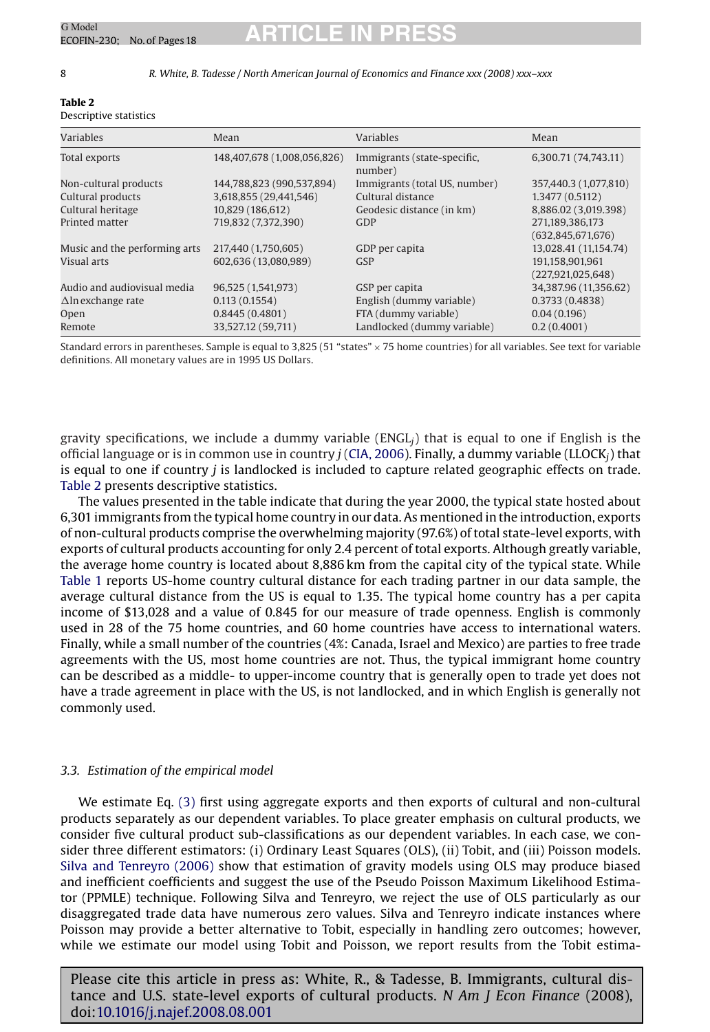**Table 2**
Descriptive statistics

| Variables | Mean | Variables | Mean |
|---|---|---|---|
| Total exports | 148,407,678 (1,008,056,826) | Immigrants (state-specific, number) | 6,300.71 (74,743.11) |
| Non-cultural products | 144,788,823 (990,537,894) | Immigrants (total US, number) | 357,440.3 (1,077,810) |
| Cultural products | 3,618,855 (29,441,546) | Cultural distance | 1.3477 (0.5112) |
| Cultural heritage | 10,829 (186,612) | Geodesic distance (in km) | 8,886.02 (3,019.398) |
| Printed matter | 719,832 (7,372,390) | GDP | 271,189,386,173 (632,845,671,676) |
| Music and the performing arts | 217,440 (1,750,605) | GDP per capita | 13,028.41 (11,154.74) |
| Visual arts | 602,636 (13,080,989) | GSP | 191,158,901,961 (227,921,025,648) |
| Audio and audiovisual media | 96,525 (1,541,973) | GSP per capita | 34,387.96 (11,356.62) |
| $\Delta \ln$ exchange rate | 0.113 (0.1554) | English (dummy variable) | 0.3733 (0.4838) |
| Open | 0.8445 (0.4801) | FTA (dummy variable) | 0.04 (0.196) |
| Remote | 33,527.12 (59,711) | Landlocked (dummy variable) | 0.2 (0.4001) |

Standard errors in parentheses. Sample is equal to 3,825 (51 "states" × 75 home countries) for all variables. See text for variable definitions. All monetary values are in 1995 US Dollars.

gravity specifications, we include a dummy variable ($\text{ENGL}_j$) that is equal to one if English is the official language or is in common use in country $j$ (CIA, 2006). Finally, a dummy variable ($\text{LLOCK}_j$) that is equal to one if country $j$ is landlocked is included to capture related geographic effects on trade. Table 2 presents descriptive statistics.

The values presented in the table indicate that during the year 2000, the typical state hosted about 6,301 immigrants from the typical home country in our data. As mentioned in the introduction, exports of non-cultural products comprise the overwhelming majority (97.6%) of total state-level exports, with exports of cultural products accounting for only 2.4 percent of total exports. Although greatly variable, the average home country is located about 8,886 km from the capital city of the typical state. While Table 1 reports US-home country cultural distance for each trading partner in our data sample, the average cultural distance from the US is equal to 1.35. The typical home country has a per capita income of $13,028 and a value of 0.845 for our measure of trade openness. English is commonly used in 28 of the 75 home countries, and 60 home countries have access to international waters. Finally, while a small number of the countries (4%: Canada, Israel and Mexico) are parties to free trade agreements with the US, most home countries are not. Thus, the typical immigrant home country can be described as a middle- to upper-income country that is generally open to trade yet does not have a trade agreement in place with the US, is not landlocked, and in which English is generally not commonly used.

### 3.3. Estimation of the empirical model

We estimate Eq. (3) first using aggregate exports and then exports of cultural and non-cultural products separately as our dependent variables. To place greater emphasis on cultural products, we consider five cultural product sub-classifications as our dependent variables. In each case, we consider three different estimators: (i) Ordinary Least Squares (OLS), (ii) Tobit, and (iii) Poisson models. Silva and Tenreyro (2006) show that estimation of gravity models using OLS may produce biased and inefficient coefficients and suggest the use of the Pseudo Poisson Maximum Likelihood Estimator (PPMLE) technique. Following Silva and Tenreyro, we reject the use of OLS particularly as our disaggregated trade data have numerous zero values. Silva and Tenreyro indicate instances where Poisson may provide a better alternative to Tobit, especially in handling zero outcomes; however, while we estimate our model using Tobit and Poisson, we report results from the Tobit estima-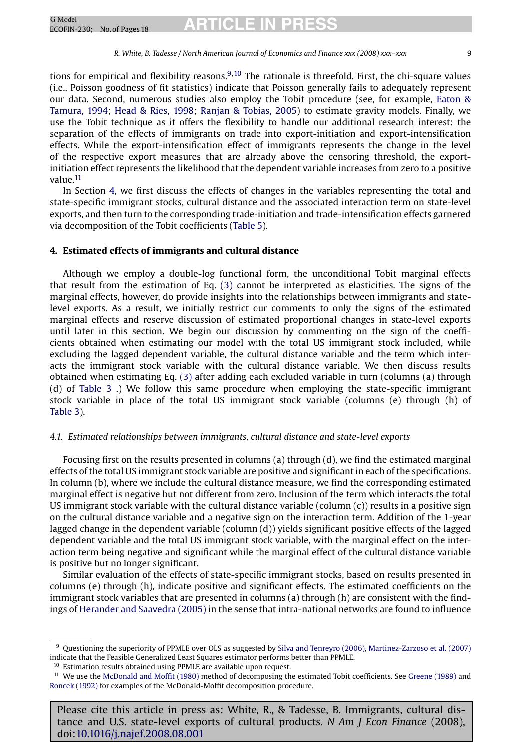tions for empirical and flexibility reasons.[9,10] The rationale is threefold. First, the chi-square values (i.e., Poisson goodness of fit statistics) indicate that Poisson generally fails to adequately represent our data. Second, numerous studies also employ the Tobit procedure (see, for example, Eaton & Tamura, 1994; Head & Ries, 1998; Ranjan & Tobias, 2005) to estimate gravity models. Finally, we use the Tobit technique as it offers the flexibility to handle our additional research interest: the separation of the effects of immigrants on trade into export-initiation and export-intensification effects. While the export-intensification effect of immigrants represents the change in the level of the respective export measures that are already above the censoring threshold, the export-initiation effect represents the likelihood that the dependent variable increases from zero to a positive value.[11]

In Section 4, we first discuss the effects of changes in the variables representing the total and state-specific immigrant stocks, cultural distance and the associated interaction term on state-level exports, and then turn to the corresponding trade-initiation and trade-intensification effects garnered via decomposition of the Tobit coefficients (Table 5).

## 4. Estimated effects of immigrants and cultural distance

Although we employ a double-log functional form, the unconditional Tobit marginal effects that result from the estimation of Eq. (3) cannot be interpreted as elasticities. The signs of the marginal effects, however, do provide insights into the relationships between immigrants and state-level exports. As a result, we initially restrict our comments to only the signs of the estimated marginal effects and reserve discussion of estimated proportional changes in state-level exports until later in this section. We begin our discussion by commenting on the sign of the coefficients obtained when estimating our model with the total US immigrant stock included, while excluding the lagged dependent variable, the cultural distance variable and the term which interacts the immigrant stock variable with the cultural distance variable. We then discuss results obtained when estimating Eq. (3) after adding each excluded variable in turn (columns (a) through (d) of Table 3 .) We follow this same procedure when employing the state-specific immigrant stock variable in place of the total US immigrant stock variable (columns (e) through (h) of Table 3).

### *4.1. Estimated relationships between immigrants, cultural distance and state-level exports*

Focusing first on the results presented in columns (a) through (d), we find the estimated marginal effects of the total US immigrant stock variable are positive and significant in each of the specifications. In column (b), where we include the cultural distance measure, we find the corresponding estimated marginal effect is negative but not different from zero. Inclusion of the term which interacts the total US immigrant stock variable with the cultural distance variable (column (c)) results in a positive sign on the cultural distance variable and a negative sign on the interaction term. Addition of the 1-year lagged change in the dependent variable (column (d)) yields significant positive effects of the lagged dependent variable and the total US immigrant stock variable, with the marginal effect on the interaction term being negative and significant while the marginal effect of the cultural distance variable is positive but no longer significant.

Similar evaluation of the effects of state-specific immigrant stocks, based on results presented in columns (e) through (h), indicate positive and significant effects. The estimated coefficients on the immigrant stock variables that are presented in columns (a) through (h) are consistent with the findings of Herander and Saavedra (2005) in the sense that intra-national networks are found to influence

---

[9] Questioning the superiority of PPMLE over OLS as suggested by Silva and Tenreyro (2006), Martinez-Zarzoso et al. (2007) indicate that the Feasible Generalized Least Squares estimator performs better than PPMLE.

[10] Estimation results obtained using PPMLE are available upon request.

[11] We use the McDonald and Moffit (1980) method of decomposing the estimated Tobit coefficients. See Greene (1989) and Roncek (1992) for examples of the McDonald-Moffit decomposition procedure.

Please cite this article in press as: White, R., & Tadesse, B. Immigrants, cultural distance and U.S. state-level exports of cultural products. *N Am J Econ Finance* (2008), doi:10.1016/j.najef.2008.08.001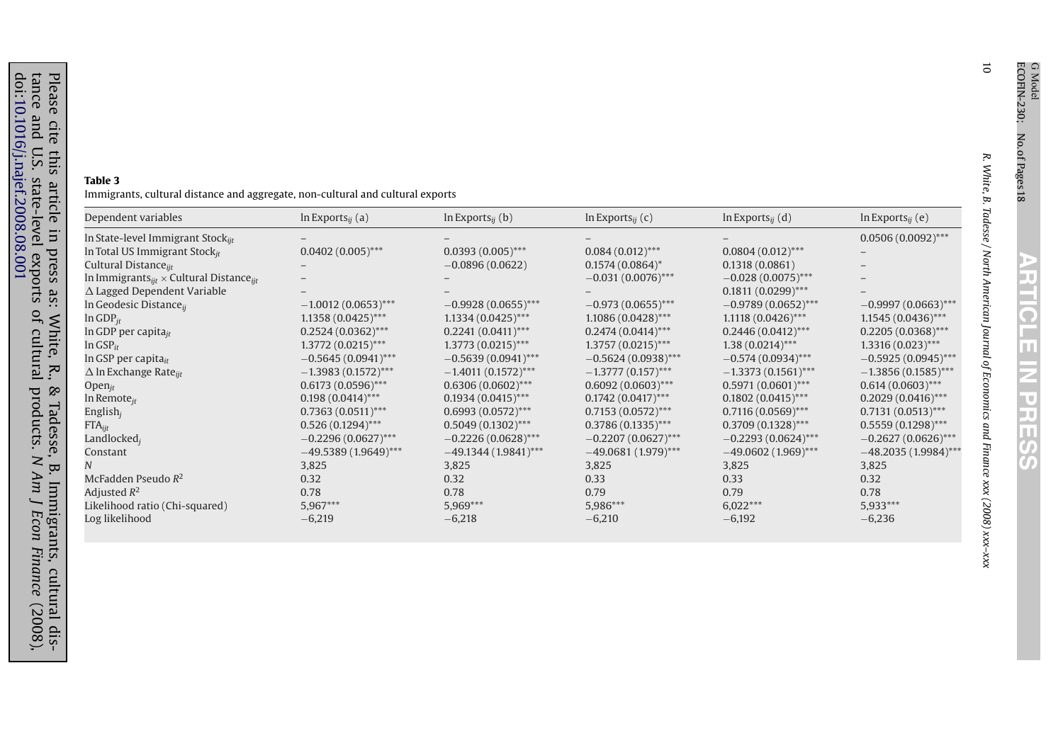**Table 3**
Immigrants, cultural distance and aggregate, non-cultural and cultural exports

| Dependent variables | ln Exports$_{ij}$ (a) | ln Exports$_{ij}$ (b) | ln Exports$_{ij}$ (c) | ln Exports$_{ij}$ (d) | ln Exports$_{ij}$ (e) |
|---|---|---|---|---|---|
| ln State-level Immigrant Stock$_{ijt}$ | – | – | – | – | 0.0506 (0.0092)*** |
| ln Total US Immigrant Stock$_{jt}$ | 0.0402 (0.005)*** | 0.0393 (0.005)*** | 0.084 (0.012)*** | 0.0804 (0.012)*** | – |
| Cultural Distance$_{ijt}$ | – | −0.0896 (0.0622) | 0.1574 (0.0864)* | 0.1318 (0.0861) | – |
| ln Immigrants$_{ijt}$ × Cultural Distance$_{ijt}$ | – | – | −0.031 (0.0076)*** | −0.028 (0.0075)*** | – |
| Δ Lagged Dependent Variable | – | – | – | 0.1811 (0.0299)*** | – |
| ln Geodesic Distance$_{ij}$ | −1.0012 (0.0653)*** | −0.9928 (0.0655)*** | −0.973 (0.0655)*** | −0.9789 (0.0652)*** | −0.9997 (0.0663)*** |
| ln GDP$_{jt}$ | 1.1358 (0.0425)*** | 1.1334 (0.0425)*** | 1.1086 (0.0428)*** | 1.1118 (0.0426)*** | 1.1545 (0.0436)*** |
| ln GDP per capita$_{jt}$ | 0.2524 (0.0362)*** | 0.2241 (0.0411)*** | 0.2474 (0.0414)*** | 0.2446 (0.0412)*** | 0.2205 (0.0368)*** |
| ln GSP$_{it}$ | 1.3772 (0.0215)*** | 1.3773 (0.0215)*** | 1.3757 (0.0215)*** | 1.38 (0.0214)*** | 1.3316 (0.023)*** |
| ln GSP per capita$_{it}$ | −0.5645 (0.0941)*** | −0.5639 (0.0941)*** | −0.5624 (0.0938)*** | −0.574 (0.0934)*** | −0.5925 (0.0945)*** |
| Δ ln Exchange Rate$_{ijt}$ | −1.3983 (0.1572)*** | −1.4011 (0.1572)*** | −1.3777 (0.157)*** | −1.3373 (0.1561)*** | −1.3856 (0.1585)*** |
| Open$_{jt}$ | 0.6173 (0.0596)*** | 0.6306 (0.0602)*** | 0.6092 (0.0603)*** | 0.5971 (0.0601)*** | 0.614 (0.0603)*** |
| ln Remote$_{jt}$ | 0.198 (0.0414)*** | 0.1934 (0.0415)*** | 0.1742 (0.0417)*** | 0.1802 (0.0415)*** | 0.2029 (0.0416)*** |
| English$_{j}$ | 0.7363 (0.0511)*** | 0.6993 (0.0572)*** | 0.7153 (0.0572)*** | 0.7116 (0.0569)*** | 0.7131 (0.0513)*** |
| FTA$_{ijt}$ | 0.526 (0.1294)*** | 0.5049 (0.1302)*** | 0.3786 (0.1335)*** | 0.3709 (0.1328)*** | 0.5559 (0.1298)*** |
| Landlocked$_{j}$ | −0.2296 (0.0627)*** | −0.2226 (0.0628)*** | −0.2207 (0.0627)*** | −0.2293 (0.0624)*** | −0.2627 (0.0626)*** |
| Constant | −49.5389 (1.9649)*** | −49.1344 (1.9841)*** | −49.0681 (1.979)*** | −49.0602 (1.969)*** | −48.2035 (1.9984)*** |
| $N$ | 3,825 | 3,825 | 3,825 | 3,825 | 3,825 |
| McFadden Pseudo $R^2$ | 0.32 | 0.32 | 0.33 | 0.33 | 0.32 |
| Adjusted $R^2$ | 0.78 | 0.78 | 0.79 | 0.79 | 0.78 |
| Likelihood ratio (Chi-squared) | 5,967*** | 5,969*** | 5,986*** | 6,022*** | 5,933*** |
| Log likelihood | −6,219 | −6,218 | −6,210 | −6,192 | −6,236 |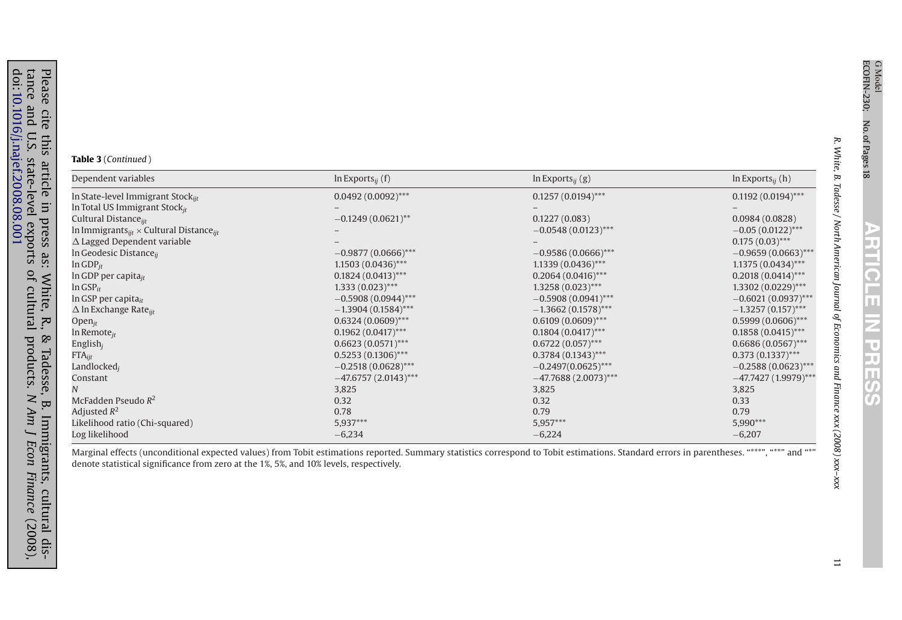**Table 3** (*Continued*)

| Dependent variables | ln Exports$_{ij}$ (f) | ln Exports$_{ij}$ (g) | ln Exports$_{ij}$ (h) |
|---|---|---|---|
| ln State-level Immigrant Stock$_{ijt}$ | 0.0492 (0.0092)*** | 0.1257 (0.0194)*** | 0.1192 (0.0194)*** |
| ln Total US Immigrant Stock$_{jt}$ | – | – | – |
| Cultural Distance$_{ijt}$ | −0.1249 (0.0621)** | 0.1227 (0.083) | 0.0984 (0.0828) |
| ln Immigrants$_{ijt}$ × Cultural Distance$_{ijt}$ | – | −0.0548 (0.0123)*** | −0.05 (0.0122)*** |
| Δ Lagged Dependent variable | – | – | 0.175 (0.03)*** |
| ln Geodesic Distance$_{ij}$ | −0.9877 (0.0666)*** | −0.9586 (0.0666)*** | −0.9659 (0.0663)*** |
| ln GDP$_{jt}$ | 1.1503 (0.0436)*** | 1.1339 (0.0436)*** | 1.1375 (0.0434)*** |
| ln GDP per capita$_{jt}$ | 0.1824 (0.0413)*** | 0.2064 (0.0416)*** | 0.2018 (0.0414)*** |
| ln GSP$_{it}$ | 1.333 (0.023)*** | 1.3258 (0.023)*** | 1.3302 (0.0229)*** |
| ln GSP per capita$_{it}$ | −0.5908 (0.0944)*** | −0.5908 (0.0941)*** | −0.6021 (0.0937)*** |
| Δ ln Exchange Rate$_{ijt}$ | −1.3904 (0.1584)*** | −1.3662 (0.1578)*** | −1.3257 (0.157)*** |
| Open$_{jt}$ | 0.6324 (0.0609)*** | 0.6109 (0.0609)*** | 0.5999 (0.0606)*** |
| ln Remote$_{jt}$ | 0.1962 (0.0417)*** | 0.1804 (0.0417)*** | 0.1858 (0.0415)*** |
| English$_j$ | 0.6623 (0.0571)*** | 0.6722 (0.057)*** | 0.6686 (0.0567)*** |
| FTA$_{ijt}$ | 0.5253 (0.1306)*** | 0.3784 (0.1343)*** | 0.373 (0.1337)*** |
| Landlocked$_j$ | −0.2518 (0.0628)*** | −0.2497(0.0625)*** | −0.2588 (0.0623)*** |
| Constant | −47.6757 (2.0143)*** | −47.7688 (2.0073)*** | −47.7427 (1.9979)*** |
| $N$ | 3,825 | 3,825 | 3,825 |
| McFadden Pseudo $R^2$ | 0.32 | 0.32 | 0.33 |
| Adjusted $R^2$ | 0.78 | 0.79 | 0.79 |
| Likelihood ratio (Chi-squared) | 5,937*** | 5,957*** | 5,990*** |
| Log likelihood | −6,234 | −6,224 | −6,207 |

Marginal effects (unconditional expected values) from Tobit estimations reported. Summary statistics correspond to Tobit estimations. Standard errors in parentheses. "***", "**" and "*" denote statistical significance from zero at the 1%, 5%, and 10% levels, respectively.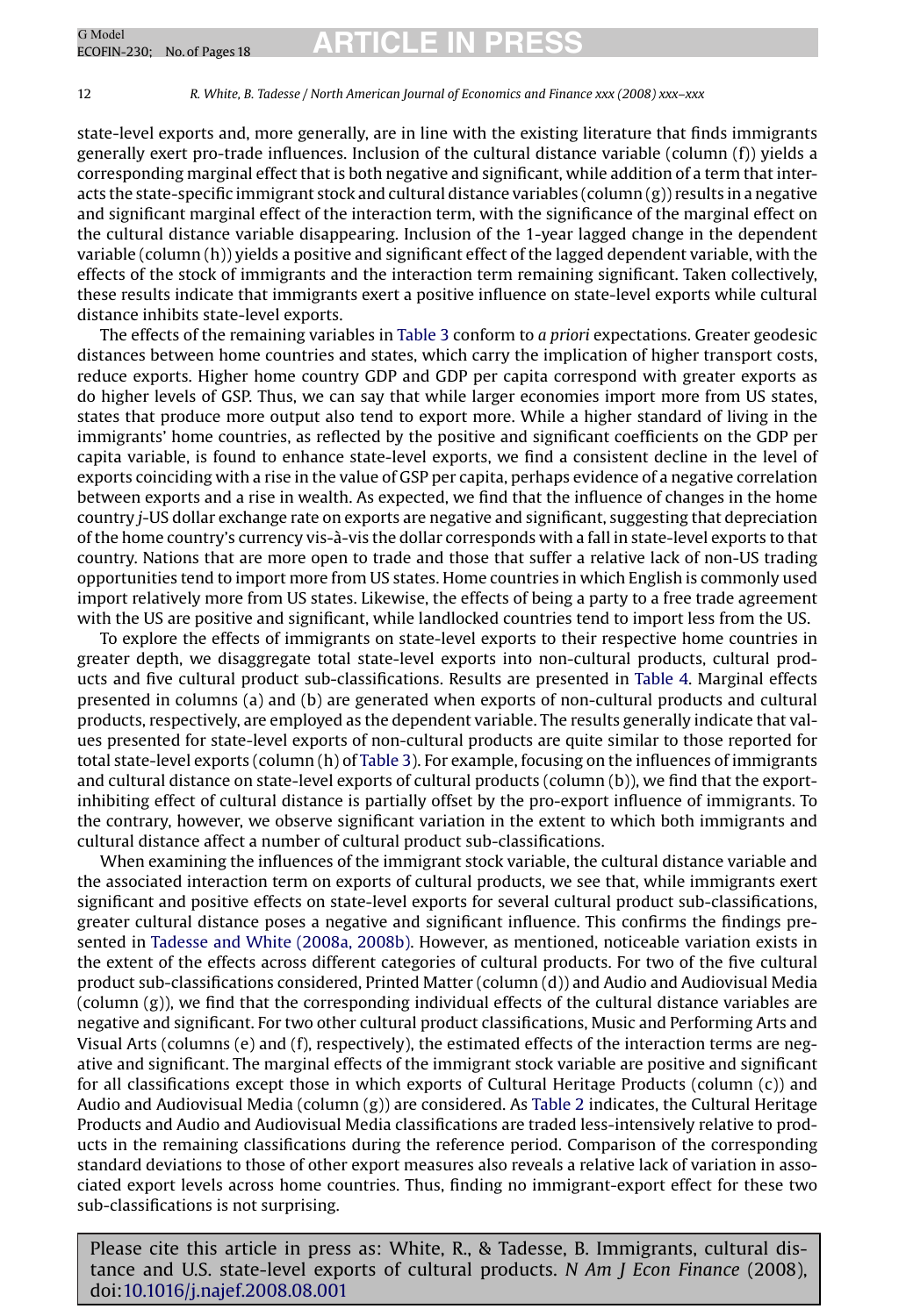state-level exports and, more generally, are in line with the existing literature that finds immigrants generally exert pro-trade influences. Inclusion of the cultural distance variable (column (f)) yields a corresponding marginal effect that is both negative and significant, while addition of a term that interacts the state-specific immigrant stock and cultural distance variables (column (g)) results in a negative and significant marginal effect of the interaction term, with the significance of the marginal effect on the cultural distance variable disappearing. Inclusion of the 1-year lagged change in the dependent variable (column (h)) yields a positive and significant effect of the lagged dependent variable, with the effects of the stock of immigrants and the interaction term remaining significant. Taken collectively, these results indicate that immigrants exert a positive influence on state-level exports while cultural distance inhibits state-level exports.

The effects of the remaining variables in Table 3 conform to *a priori* expectations. Greater geodesic distances between home countries and states, which carry the implication of higher transport costs, reduce exports. Higher home country GDP and GDP per capita correspond with greater exports as do higher levels of GSP. Thus, we can say that while larger economies import more from US states, states that produce more output also tend to export more. While a higher standard of living in the immigrants' home countries, as reflected by the positive and significant coefficients on the GDP per capita variable, is found to enhance state-level exports, we find a consistent decline in the level of exports coinciding with a rise in the value of GSP per capita, perhaps evidence of a negative correlation between exports and a rise in wealth. As expected, we find that the influence of changes in the home country $j$-US dollar exchange rate on exports are negative and significant, suggesting that depreciation of the home country's currency vis-à-vis the dollar corresponds with a fall in state-level exports to that country. Nations that are more open to trade and those that suffer a relative lack of non-US trading opportunities tend to import more from US states. Home countries in which English is commonly used import relatively more from US states. Likewise, the effects of being a party to a free trade agreement with the US are positive and significant, while landlocked countries tend to import less from the US.

To explore the effects of immigrants on state-level exports to their respective home countries in greater depth, we disaggregate total state-level exports into non-cultural products, cultural products and five cultural product sub-classifications. Results are presented in Table 4. Marginal effects presented in columns (a) and (b) are generated when exports of non-cultural products and cultural products, respectively, are employed as the dependent variable. The results generally indicate that values presented for state-level exports of non-cultural products are quite similar to those reported for total state-level exports (column (h) of Table 3). For example, focusing on the influences of immigrants and cultural distance on state-level exports of cultural products (column (b)), we find that the export-inhibiting effect of cultural distance is partially offset by the pro-export influence of immigrants. To the contrary, however, we observe significant variation in the extent to which both immigrants and cultural distance affect a number of cultural product sub-classifications.

When examining the influences of the immigrant stock variable, the cultural distance variable and the associated interaction term on exports of cultural products, we see that, while immigrants exert significant and positive effects on state-level exports for several cultural product sub-classifications, greater cultural distance poses a negative and significant influence. This confirms the findings presented in Tadesse and White (2008a, 2008b). However, as mentioned, noticeable variation exists in the extent of the effects across different categories of cultural products. For two of the five cultural product sub-classifications considered, Printed Matter (column (d)) and Audio and Audiovisual Media (column (g)), we find that the corresponding individual effects of the cultural distance variables are negative and significant. For two other cultural product classifications, Music and Performing Arts and Visual Arts (columns (e) and (f), respectively), the estimated effects of the interaction terms are negative and significant. The marginal effects of the immigrant stock variable are positive and significant for all classifications except those in which exports of Cultural Heritage Products (column (c)) and Audio and Audiovisual Media (column (g)) are considered. As Table 2 indicates, the Cultural Heritage Products and Audio and Audiovisual Media classifications are traded less-intensively relative to products in the remaining classifications during the reference period. Comparison of the corresponding standard deviations to those of other export measures also reveals a relative lack of variation in associated export levels across home countries. Thus, finding no immigrant-export effect for these two sub-classifications is not surprising.

Please cite this article in press as: White, R., & Tadesse, B. Immigrants, cultural distance and U.S. state-level exports of cultural products. *N Am J Econ Finance* (2008), doi:10.1016/j.najef.2008.08.001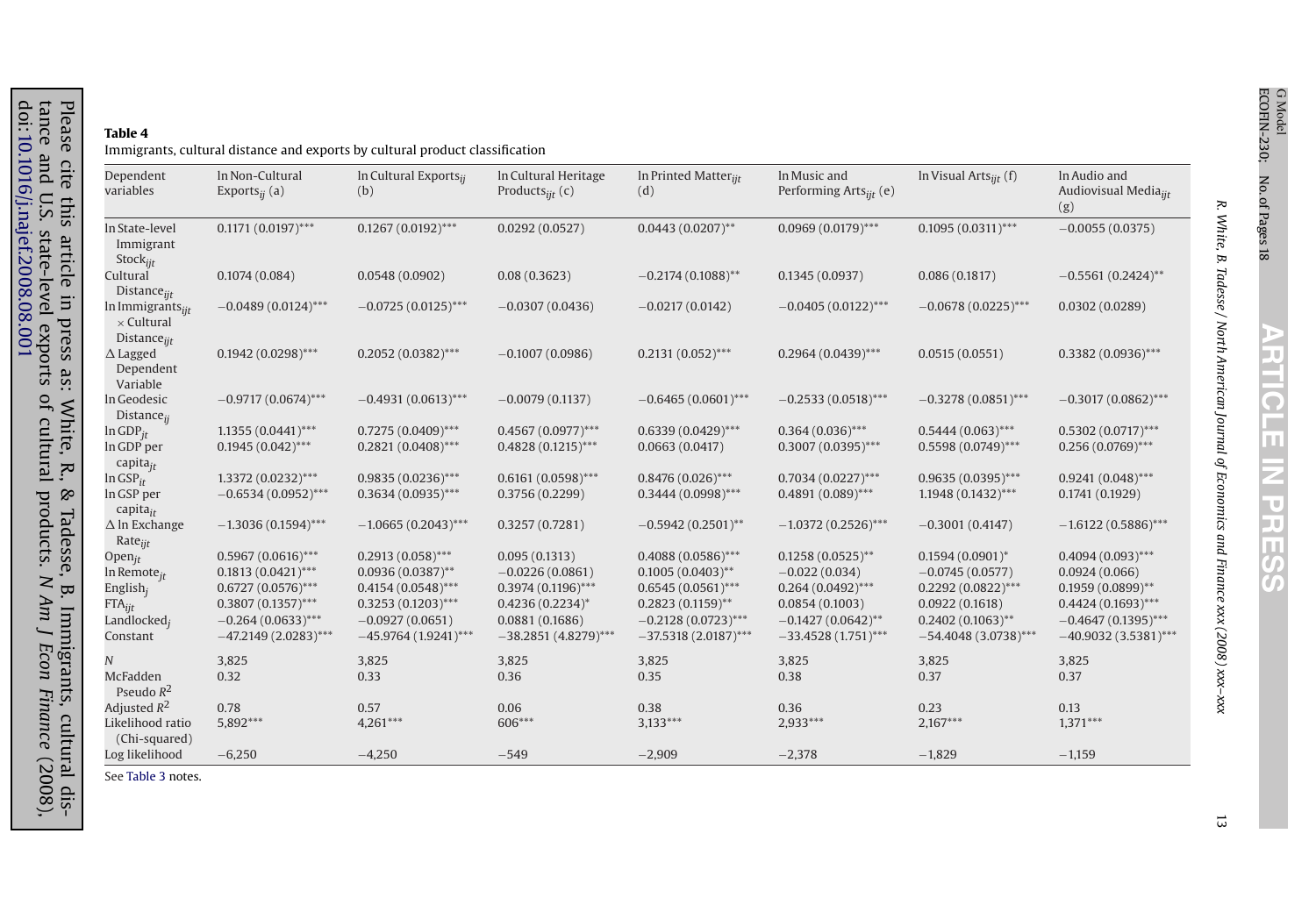**Table 4**

Immigrants, cultural distance and exports by cultural product classification

| Dependent variables | ln Non-Cultural Exports$_{ij}$ (a) | ln Cultural Exports$_{ij}$ (b) | ln Cultural Heritage Products$_{ijt}$ (c) | ln Printed Matter$_{ijt}$ (d) | ln Music and Performing Arts$_{ijt}$ (e) | ln Visual Arts$_{ijt}$ (f) | ln Audio and Audiovisual Media$_{ijt}$ (g) |
|---|---|---|---|---|---|---|---|
| ln State-level Immigrant Stock$_{ijt}$ | 0.1171 (0.0197)*** | 0.1267 (0.0192)*** | 0.0292 (0.0527) | 0.0443 (0.0207)** | 0.0969 (0.0179)*** | 0.1095 (0.0311)*** | −0.0055 (0.0375) |
| Cultural Distance$_{ijt}$ | 0.1074 (0.084) | 0.0548 (0.0902) | 0.08 (0.3623) | −0.2174 (0.1088)** | 0.1345 (0.0937) | 0.086 (0.1817) | −0.5561 (0.2424)** |
| ln Immigrants$_{ijt}$ × Cultural Distance$_{ijt}$ | −0.0489 (0.0124)*** | −0.0725 (0.0125)*** | −0.0307 (0.0436) | −0.0217 (0.0142) | −0.0405 (0.0122)*** | −0.0678 (0.0225)*** | 0.0302 (0.0289) |
| Δ Lagged Dependent Variable | 0.1942 (0.0298)*** | 0.2052 (0.0382)*** | −0.1007 (0.0986) | 0.2131 (0.052)*** | 0.2964 (0.0439)*** | 0.0515 (0.0551) | 0.3382 (0.0936)*** |
| ln Geodesic Distance$_{ij}$ | −0.9717 (0.0674)*** | −0.4931 (0.0613)*** | −0.0079 (0.1137) | −0.6465 (0.0601)*** | −0.2533 (0.0518)*** | −0.3278 (0.0851)*** | −0.3017 (0.0862)*** |
| ln GDP$_{jt}$ | 1.1355 (0.0441)*** | 0.7275 (0.0409)*** | 0.4567 (0.0977)*** | 0.6339 (0.0429)*** | 0.364 (0.036)*** | 0.5444 (0.063)*** | 0.5302 (0.0717)*** |
| ln GDP per capita$_{jt}$ | 0.1945 (0.042)*** | 0.2821 (0.0408)*** | 0.4828 (0.1215)*** | 0.0663 (0.0417) | 0.3007 (0.0395)*** | 0.5598 (0.0749)*** | 0.256 (0.0769)*** |
| ln GSP$_{it}$ | 1.3372 (0.0232)*** | 0.9835 (0.0236)*** | 0.6161 (0.0598)*** | 0.8476 (0.026)*** | 0.7034 (0.0227)*** | 0.9635 (0.0395)*** | 0.9241 (0.048)*** |
| ln GSP per capita$_{it}$ | −0.6534 (0.0952)*** | 0.3634 (0.0935)*** | 0.3756 (0.2299) | 0.3444 (0.0998)*** | 0.4891 (0.089)*** | 1.1948 (0.1432)*** | 0.1741 (0.1929) |
| Δ ln Exchange Rate$_{ijt}$ | −1.3036 (0.1594)*** | −1.0665 (0.2043)*** | 0.3257 (0.7281) | −0.5942 (0.2501)** | −1.0372 (0.2526)*** | −0.3001 (0.4147) | −1.6122 (0.5886)*** |
| Open$_{jt}$ | 0.5967 (0.0616)*** | 0.2913 (0.058)*** | 0.095 (0.1313) | 0.4088 (0.0586)*** | 0.1258 (0.0525)** | 0.1594 (0.0901)* | 0.4094 (0.093)*** |
| ln Remote$_{jt}$ | 0.1813 (0.0421)*** | 0.0936 (0.0387)** | −0.0226 (0.0861) | 0.1005 (0.0403)** | −0.022 (0.034) | −0.0745 (0.0577) | 0.0924 (0.066) |
| English$_j$ | 0.6727 (0.0576)*** | 0.4154 (0.0548)*** | 0.3974 (0.1196)*** | 0.6545 (0.0561)*** | 0.264 (0.0492)*** | 0.2292 (0.0822)*** | 0.1959 (0.0899)** |
| FTA$_{ijt}$ | 0.3807 (0.1357)*** | 0.3253 (0.1203)*** | 0.4236 (0.2234)* | 0.2823 (0.1159)** | 0.0854 (0.1003) | 0.0922 (0.1618) | 0.4424 (0.1693)*** |
| Landlocked$_j$ | −0.264 (0.0633)*** | −0.0927 (0.0651) | 0.0881 (0.1686) | −0.2128 (0.0723)*** | −0.1427 (0.0642)** | 0.2402 (0.1063)** | −0.4647 (0.1395)*** |
| Constant | −47.2149 (2.0283)*** | −45.9764 (1.9241)*** | −38.2851 (4.8279)*** | −37.5318 (2.0187)*** | −33.4528 (1.751)*** | −54.4048 (3.0738)*** | −40.9032 (3.5381)*** |
| $N$ | 3,825 | 3,825 | 3,825 | 3,825 | 3,825 | 3,825 | 3,825 |
| McFadden Pseudo $R^2$ | 0.32 | 0.33 | 0.36 | 0.35 | 0.38 | 0.37 | 0.37 |
| Adjusted $R^2$ | 0.78 | 0.57 | 0.06 | 0.38 | 0.36 | 0.23 | 0.13 |
| Likelihood ratio (Chi-squared) | 5,892*** | 4,261*** | 606*** | 3,133*** | 2,933*** | 2,167*** | 1,371*** |
| Log likelihood | −6,250 | −4,250 | −549 | −2,909 | −2,378 | −1,829 | −1,159 |

See Table 3 notes.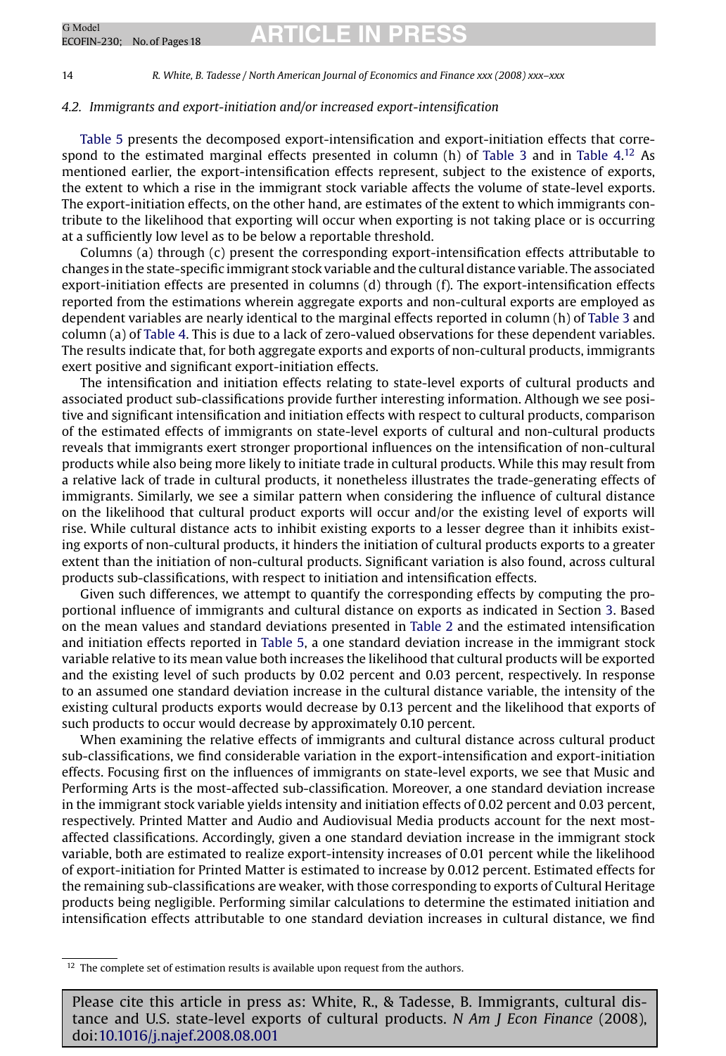### 4.2. Immigrants and export-initiation and/or increased export-intensification

Table 5 presents the decomposed export-intensification and export-initiation effects that correspond to the estimated marginal effects presented in column (h) of Table 3 and in Table 4.[12] As mentioned earlier, the export-intensification effects represent, subject to the existence of exports, the extent to which a rise in the immigrant stock variable affects the volume of state-level exports. The export-initiation effects, on the other hand, are estimates of the extent to which immigrants contribute to the likelihood that exporting will occur when exporting is not taking place or is occurring at a sufficiently low level as to be below a reportable threshold.

Columns (a) through (c) present the corresponding export-intensification effects attributable to changes in the state-specific immigrant stock variable and the cultural distance variable. The associated export-initiation effects are presented in columns (d) through (f). The export-intensification effects reported from the estimations wherein aggregate exports and non-cultural exports are employed as dependent variables are nearly identical to the marginal effects reported in column (h) of Table 3 and column (a) of Table 4. This is due to a lack of zero-valued observations for these dependent variables. The results indicate that, for both aggregate exports and exports of non-cultural products, immigrants exert positive and significant export-initiation effects.

The intensification and initiation effects relating to state-level exports of cultural products and associated product sub-classifications provide further interesting information. Although we see positive and significant intensification and initiation effects with respect to cultural products, comparison of the estimated effects of immigrants on state-level exports of cultural and non-cultural products reveals that immigrants exert stronger proportional influences on the intensification of non-cultural products while also being more likely to initiate trade in cultural products. While this may result from a relative lack of trade in cultural products, it nonetheless illustrates the trade-generating effects of immigrants. Similarly, we see a similar pattern when considering the influence of cultural distance on the likelihood that cultural product exports will occur and/or the existing level of exports will rise. While cultural distance acts to inhibit existing exports to a lesser degree than it inhibits existing exports of non-cultural products, it hinders the initiation of cultural products exports to a greater extent than the initiation of non-cultural products. Significant variation is also found, across cultural products sub-classifications, with respect to initiation and intensification effects.

Given such differences, we attempt to quantify the corresponding effects by computing the proportional influence of immigrants and cultural distance on exports as indicated in Section 3. Based on the mean values and standard deviations presented in Table 2 and the estimated intensification and initiation effects reported in Table 5, a one standard deviation increase in the immigrant stock variable relative to its mean value both increases the likelihood that cultural products will be exported and the existing level of such products by 0.02 percent and 0.03 percent, respectively. In response to an assumed one standard deviation increase in the cultural distance variable, the intensity of the existing cultural products exports would decrease by 0.13 percent and the likelihood that exports of such products to occur would decrease by approximately 0.10 percent.

When examining the relative effects of immigrants and cultural distance across cultural product sub-classifications, we find considerable variation in the export-intensification and export-initiation effects. Focusing first on the influences of immigrants on state-level exports, we see that Music and Performing Arts is the most-affected sub-classification. Moreover, a one standard deviation increase in the immigrant stock variable yields intensity and initiation effects of 0.02 percent and 0.03 percent, respectively. Printed Matter and Audio and Audiovisual Media products account for the next most-affected classifications. Accordingly, given a one standard deviation increase in the immigrant stock variable, both are estimated to realize export-intensity increases of 0.01 percent while the likelihood of export-initiation for Printed Matter is estimated to increase by 0.012 percent. Estimated effects for the remaining sub-classifications are weaker, with those corresponding to exports of Cultural Heritage products being negligible. Performing similar calculations to determine the estimated initiation and intensification effects attributable to one standard deviation increases in cultural distance, we find

[12] The complete set of estimation results is available upon request from the authors.

Please cite this article in press as: White, R., & Tadesse, B. Immigrants, cultural distance and U.S. state-level exports of cultural products. *N Am J Econ Finance* (2008), doi:10.1016/j.najef.2008.08.001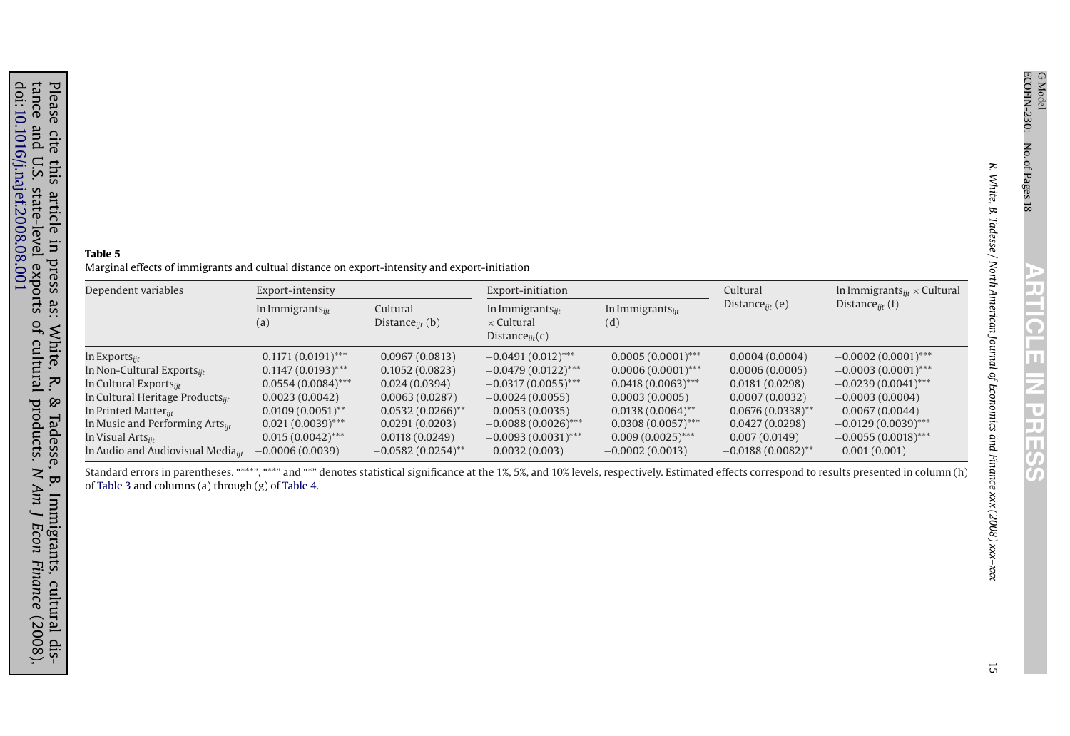**Table 5**

Marginal effects of immigrants and cultual distance on export-intensity and export-initiation

| Dependent variables | Export-intensity | | Export-initiation | | Cultural Distance$_{ijt}$ (e) | ln Immigrants$_{ijt}$ × Cultural Distance$_{ijt}$ (f) |
|---|---|---|---|---|---|---|
| | ln Immigrants$_{ijt}$ (a) | Cultural Distance$_{ijt}$ (b) | ln Immigrants$_{ijt}$ × Cultural Distance$_{ijt}$(c) | ln Immigrants$_{ijt}$ (d) | | |
| ln Exports$_{ijt}$ | 0.1171 (0.0191)*** | 0.0967 (0.0813) | −0.0491 (0.012)*** | 0.0005 (0.0001)*** | 0.0004 (0.0004) | −0.0002 (0.0001)*** |
| ln Non-Cultural Exports$_{ijt}$ | 0.1147 (0.0193)*** | 0.1052 (0.0823) | −0.0479 (0.0122)*** | 0.0006 (0.0001)*** | 0.0006 (0.0005) | −0.0003 (0.0001)*** |
| ln Cultural Exports$_{ijt}$ | 0.0554 (0.0084)*** | 0.024 (0.0394) | −0.0317 (0.0055)*** | 0.0418 (0.0063)*** | 0.0181 (0.0298) | −0.0239 (0.0041)*** |
| ln Cultural Heritage Products$_{ijt}$ | 0.0023 (0.0042) | 0.0063 (0.0287) | −0.0024 (0.0055) | 0.0003 (0.0005) | 0.0007 (0.0032) | −0.0003 (0.0004) |
| ln Printed Matter$_{ijt}$ | 0.0109 (0.0051)** | −0.0532 (0.0266)** | −0.0053 (0.0035) | 0.0138 (0.0064)** | −0.0676 (0.0338)** | −0.0067 (0.0044) |
| ln Music and Performing Arts$_{ijt}$ | 0.021 (0.0039)*** | 0.0291 (0.0203) | −0.0088 (0.0026)*** | 0.0308 (0.0057)*** | 0.0427 (0.0298) | −0.0129 (0.0039)*** |
| ln Visual Arts$_{ijt}$ | 0.015 (0.0042)*** | 0.0118 (0.0249) | −0.0093 (0.0031)*** | 0.009 (0.0025)*** | 0.007 (0.0149) | −0.0055 (0.0018)*** |
| ln Audio and Audiovisual Media$_{ijt}$ | −0.0006 (0.0039) | −0.0582 (0.0254)** | 0.0032 (0.003) | −0.0002 (0.0013) | −0.0188 (0.0082)** | 0.001 (0.001) |

Standard errors in parentheses. "***", "**" and "*" denotes statistical significance at the 1%, 5%, and 10% levels, respectively. Estimated effects correspond to results presented in column (h) of Table 3 and columns (a) through (g) of Table 4.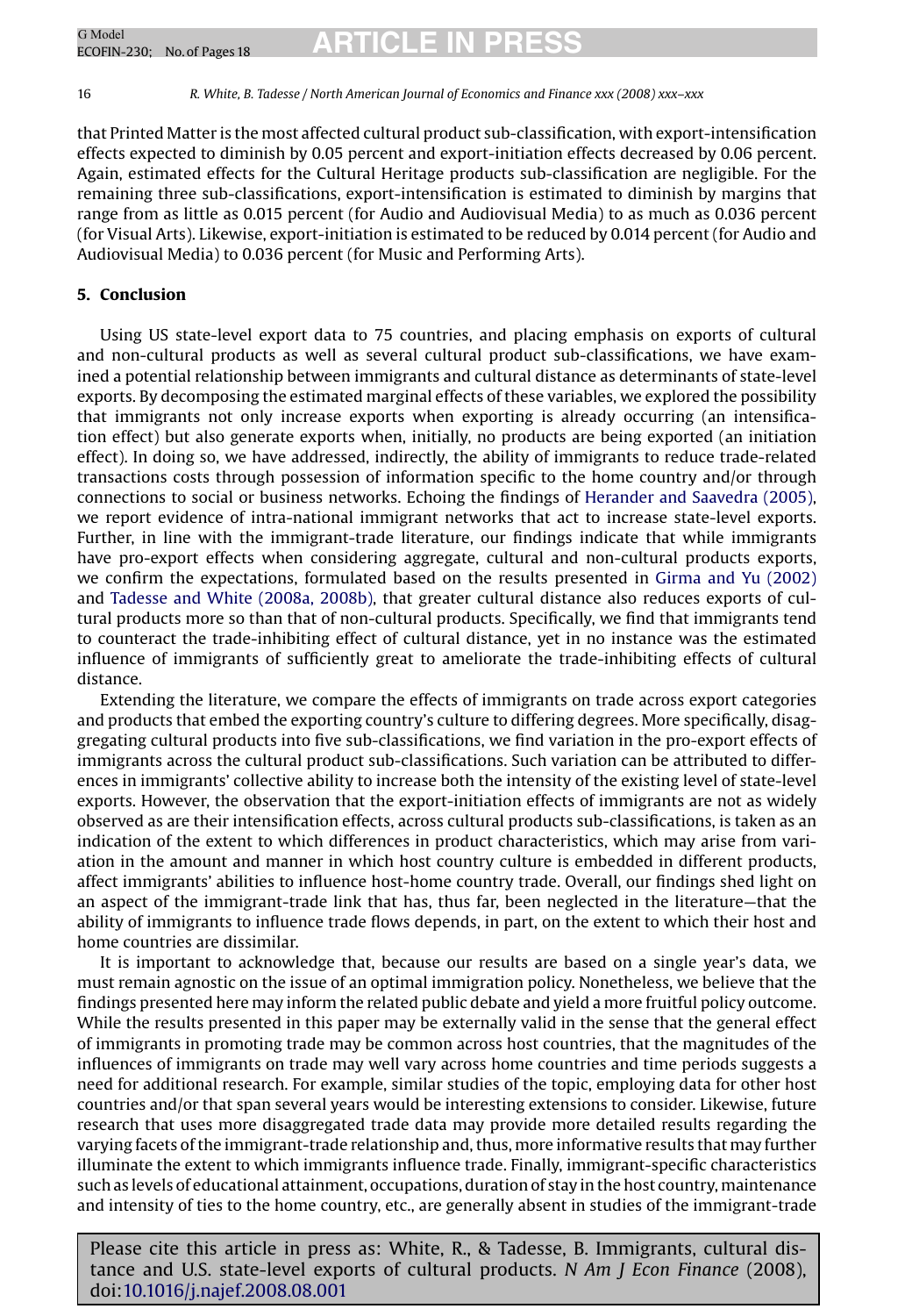that Printed Matter is the most affected cultural product sub-classification, with export-intensification effects expected to diminish by 0.05 percent and export-initiation effects decreased by 0.06 percent. Again, estimated effects for the Cultural Heritage products sub-classification are negligible. For the remaining three sub-classifications, export-intensification is estimated to diminish by margins that range from as little as 0.015 percent (for Audio and Audiovisual Media) to as much as 0.036 percent (for Visual Arts). Likewise, export-initiation is estimated to be reduced by 0.014 percent (for Audio and Audiovisual Media) to 0.036 percent (for Music and Performing Arts).

## 5. Conclusion

Using US state-level export data to 75 countries, and placing emphasis on exports of cultural and non-cultural products as well as several cultural product sub-classifications, we have examined a potential relationship between immigrants and cultural distance as determinants of state-level exports. By decomposing the estimated marginal effects of these variables, we explored the possibility that immigrants not only increase exports when exporting is already occurring (an intensification effect) but also generate exports when, initially, no products are being exported (an initiation effect). In doing so, we have addressed, indirectly, the ability of immigrants to reduce trade-related transactions costs through possession of information specific to the home country and/or through connections to social or business networks. Echoing the findings of Herander and Saavedra (2005), we report evidence of intra-national immigrant networks that act to increase state-level exports. Further, in line with the immigrant-trade literature, our findings indicate that while immigrants have pro-export effects when considering aggregate, cultural and non-cultural products exports, we confirm the expectations, formulated based on the results presented in Girma and Yu (2002) and Tadesse and White (2008a, 2008b), that greater cultural distance also reduces exports of cultural products more so than that of non-cultural products. Specifically, we find that immigrants tend to counteract the trade-inhibiting effect of cultural distance, yet in no instance was the estimated influence of immigrants of sufficiently great to ameliorate the trade-inhibiting effects of cultural distance.

Extending the literature, we compare the effects of immigrants on trade across export categories and products that embed the exporting country's culture to differing degrees. More specifically, disaggregating cultural products into five sub-classifications, we find variation in the pro-export effects of immigrants across the cultural product sub-classifications. Such variation can be attributed to differences in immigrants' collective ability to increase both the intensity of the existing level of state-level exports. However, the observation that the export-initiation effects of immigrants are not as widely observed as are their intensification effects, across cultural products sub-classifications, is taken as an indication of the extent to which differences in product characteristics, which may arise from variation in the amount and manner in which host country culture is embedded in different products, affect immigrants' abilities to influence host-home country trade. Overall, our findings shed light on an aspect of the immigrant-trade link that has, thus far, been neglected in the literature—that the ability of immigrants to influence trade flows depends, in part, on the extent to which their host and home countries are dissimilar.

It is important to acknowledge that, because our results are based on a single year's data, we must remain agnostic on the issue of an optimal immigration policy. Nonetheless, we believe that the findings presented here may inform the related public debate and yield a more fruitful policy outcome. While the results presented in this paper may be externally valid in the sense that the general effect of immigrants in promoting trade may be common across host countries, that the magnitudes of the influences of immigrants on trade may well vary across home countries and time periods suggests a need for additional research. For example, similar studies of the topic, employing data for other host countries and/or that span several years would be interesting extensions to consider. Likewise, future research that uses more disaggregated trade data may provide more detailed results regarding the varying facets of the immigrant-trade relationship and, thus, more informative results that may further illuminate the extent to which immigrants influence trade. Finally, immigrant-specific characteristics such as levels of educational attainment, occupations, duration of stay in the host country, maintenance and intensity of ties to the home country, etc., are generally absent in studies of the immigrant-trade

Please cite this article in press as: White, R., & Tadesse, B. Immigrants, cultural distance and U.S. state-level exports of cultural products. *N Am J Econ Finance* (2008), doi:10.1016/j.najef.2008.08.001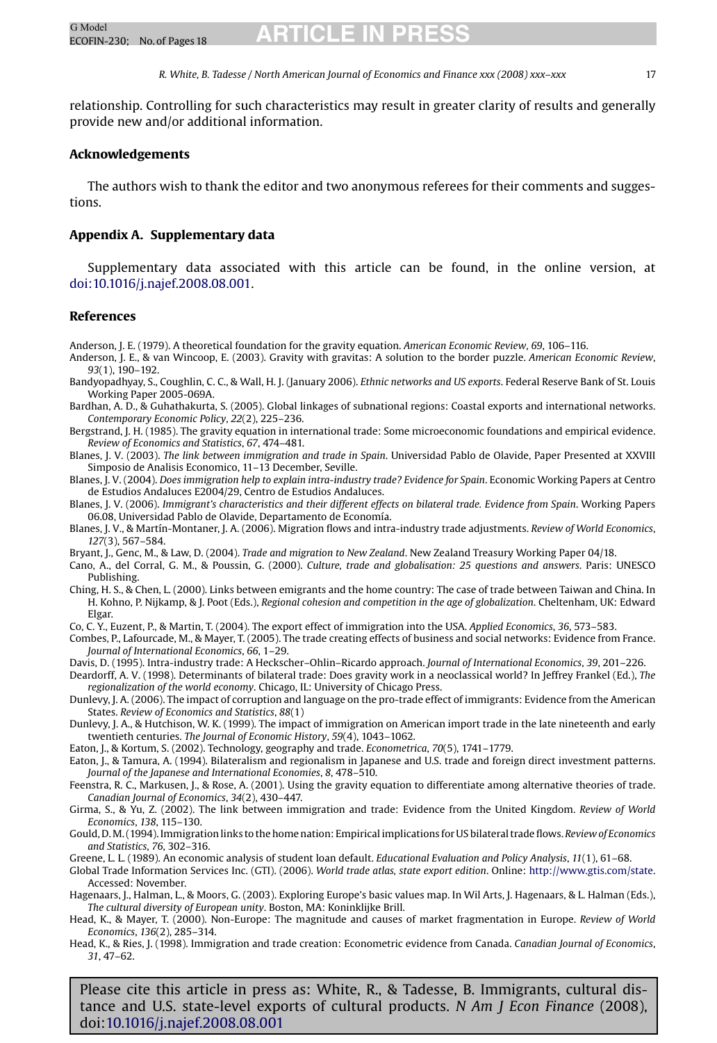relationship. Controlling for such characteristics may result in greater clarity of results and generally provide new and/or additional information.

## Acknowledgements

The authors wish to thank the editor and two anonymous referees for their comments and suggestions.

## Appendix A. Supplementary data

Supplementary data associated with this article can be found, in the online version, at doi:10.1016/j.najef.2008.08.001.

## References

Anderson, J. E. (1979). A theoretical foundation for the gravity equation. *American Economic Review*, *69*, 106–116.

Anderson, J. E., & van Wincoop, E. (2003). Gravity with gravitas: A solution to the border puzzle. *American Economic Review*, *93*(1), 190–192.

Bandyopadhyay, S., Coughlin, C. C., & Wall, H. J. (January 2006). *Ethnic networks and US exports*. Federal Reserve Bank of St. Louis Working Paper 2005-069A.

Bardhan, A. D., & Guhathakurta, S. (2005). Global linkages of subnational regions: Coastal exports and international networks. *Contemporary Economic Policy*, *22*(2), 225–236.

Bergstrand, J. H. (1985). The gravity equation in international trade: Some microeconomic foundations and empirical evidence. *Review of Economics and Statistics*, *67*, 474–481.

Blanes, J. V. (2003). *The link between immigration and trade in Spain*. Universidad Pablo de Olavide, Paper Presented at XXVIII Simposio de Analisis Economico, 11–13 December, Seville.

Blanes, J. V. (2004). *Does immigration help to explain intra-industry trade? Evidence for Spain*. Economic Working Papers at Centro de Estudios Andaluces E2004/29, Centro de Estudios Andaluces.

Blanes, J. V. (2006). *Immigrant's characteristics and their different effects on bilateral trade. Evidence from Spain*. Working Papers 06.08, Universidad Pablo de Olavide, Departamento de Economía.

Blanes, J. V., & Martín-Montaner, J. A. (2006). Migration flows and intra-industry trade adjustments. *Review of World Economics*, *127*(3), 567–584.

Bryant, J., Genc, M., & Law, D. (2004). *Trade and migration to New Zealand*. New Zealand Treasury Working Paper 04/18.

Cano, A., del Corral, G. M., & Poussin, G. (2000). *Culture, trade and globalisation: 25 questions and answers*. Paris: UNESCO Publishing.

Ching, H. S., & Chen, L. (2000). Links between emigrants and the home country: The case of trade between Taiwan and China. In H. Kohno, P. Nijkamp, & J. Poot (Eds.), *Regional cohesion and competition in the age of globalization*. Cheltenham, UK: Edward Elgar.

Co, C. Y., Euzent, P., & Martin, T. (2004). The export effect of immigration into the USA. *Applied Economics*, *36*, 573–583.

Combes, P., Lafourcade, M., & Mayer, T. (2005). The trade creating effects of business and social networks: Evidence from France. *Journal of International Economics*, *66*, 1–29.

Davis, D. (1995). Intra-industry trade: A Heckscher–Ohlin–Ricardo approach. *Journal of International Economics*, *39*, 201–226.

Deardorff, A. V. (1998). Determinants of bilateral trade: Does gravity work in a neoclassical world? In Jeffrey Frankel (Ed.), *The regionalization of the world economy*. Chicago, IL: University of Chicago Press.

Dunlevy, J. A. (2006). The impact of corruption and language on the pro-trade effect of immigrants: Evidence from the American States. *Review of Economics and Statistics*, *88*(1)

Dunlevy, J. A., & Hutchison, W. K. (1999). The impact of immigration on American import trade in the late nineteenth and early twentieth centuries. *The Journal of Economic History*, *59*(4), 1043–1062.

Eaton, J., & Kortum, S. (2002). Technology, geography and trade. *Econometrica*, *70*(5), 1741–1779.

Eaton, J., & Tamura, A. (1994). Bilateralism and regionalism in Japanese and U.S. trade and foreign direct investment patterns. *Journal of the Japanese and International Economies*, *8*, 478–510.

Feenstra, R. C., Markusen, J., & Rose, A. (2001). Using the gravity equation to differentiate among alternative theories of trade. *Canadian Journal of Economics*, *34*(2), 430–447.

Girma, S., & Yu, Z. (2002). The link between immigration and trade: Evidence from the United Kingdom. *Review of World Economics*, *138*, 115–130.

Gould, D. M. (1994). Immigration links to the home nation: Empirical implications for US bilateral trade flows. *Review of Economics and Statistics*, *76*, 302–316.

Greene, L. L. (1989). An economic analysis of student loan default. *Educational Evaluation and Policy Analysis*, *11*(1), 61–68.

Global Trade Information Services Inc. (GTI). (2006). *World trade atlas, state export edition*. Online: http://www.gtis.com/state. Accessed: November.

Hagenaars, J., Halman, L., & Moors, G. (2003). Exploring Europe's basic values map. In Wil Arts, J. Hagenaars, & L. Halman (Eds.), *The cultural diversity of European unity*. Boston, MA: Koninklijke Brill.

Head, K., & Mayer, T. (2000). Non-Europe: The magnitude and causes of market fragmentation in Europe. *Review of World Economics*, *136*(2), 285–314.

Head, K., & Ries, J. (1998). Immigration and trade creation: Econometric evidence from Canada. *Canadian Journal of Economics*, *31*, 47–62.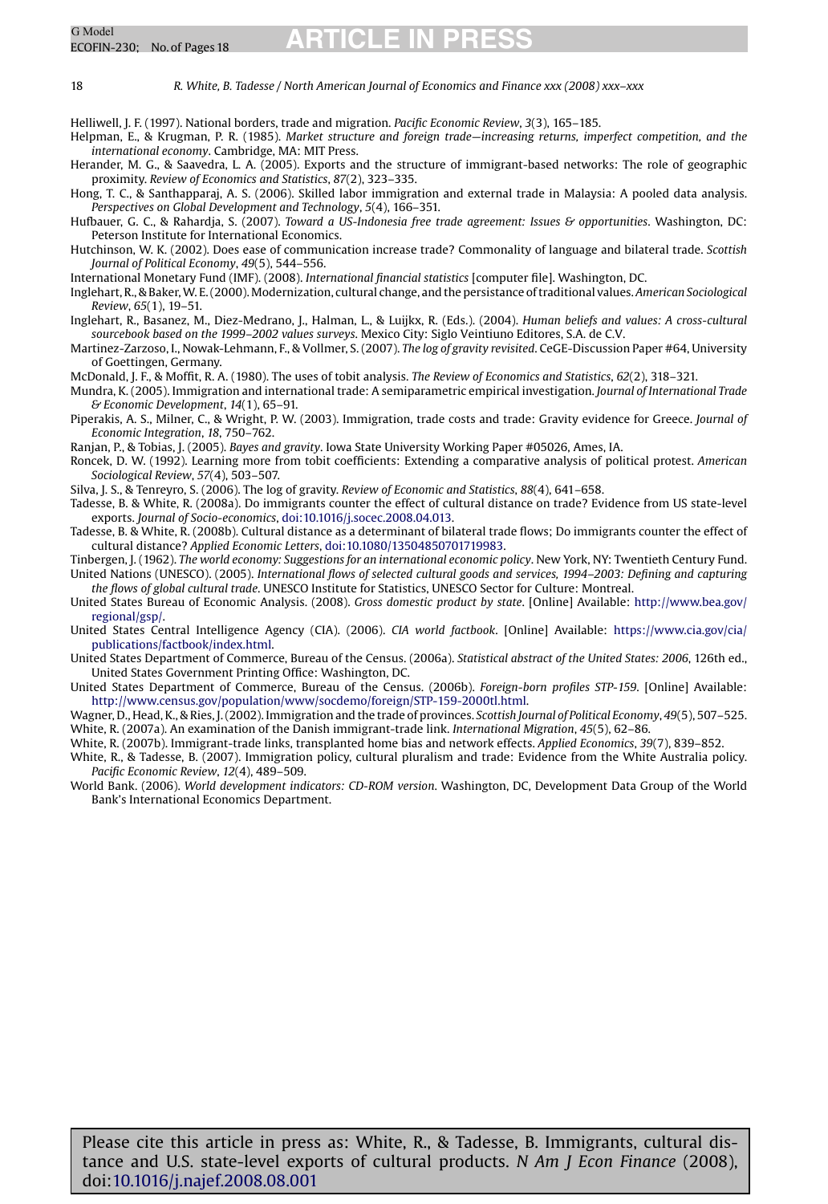Helliwell, J. F. (1997). National borders, trade and migration. *Pacific Economic Review*, *3*(3), 165–185.

Helpman, E., & Krugman, P. R. (1985). *Market structure and foreign trade—increasing returns, imperfect competition, and the international economy*. Cambridge, MA: MIT Press.

Herander, M. G., & Saavedra, L. A. (2005). Exports and the structure of immigrant-based networks: The role of geographic proximity. *Review of Economics and Statistics*, *87*(2), 323–335.

Hong, T. C., & Santhapparaj, A. S. (2006). Skilled labor immigration and external trade in Malaysia: A pooled data analysis. *Perspectives on Global Development and Technology*, *5*(4), 166–351.

Hufbauer, G. C., & Rahardja, S. (2007). *Toward a US-Indonesia free trade agreement: Issues & opportunities*. Washington, DC: Peterson Institute for International Economics.

Hutchinson, W. K. (2002). Does ease of communication increase trade? Commonality of language and bilateral trade. *Scottish Journal of Political Economy*, *49*(5), 544–556.

International Monetary Fund (IMF). (2008). *International financial statistics* [computer file]. Washington, DC.

Inglehart, R., & Baker, W. E. (2000). Modernization, cultural change, and the persistance of traditional values. *American Sociological Review*, *65*(1), 19–51.

Inglehart, R., Basanez, M., Diez-Medrano, J., Halman, L., & Luijkx, R. (Eds.). (2004). *Human beliefs and values: A cross-cultural sourcebook based on the 1999–2002 values surveys*. Mexico City: Siglo Veintiuno Editores, S.A. de C.V.

Martinez-Zarzoso, I., Nowak-Lehmann, F., & Vollmer, S. (2007). *The log of gravity revisited*. CeGE-Discussion Paper #64, University of Goettingen, Germany.

McDonald, J. F., & Moffit, R. A. (1980). The uses of tobit analysis. *The Review of Economics and Statistics*, *62*(2), 318–321.

Mundra, K. (2005). Immigration and international trade: A semiparametric empirical investigation. *Journal of International Trade & Economic Development*, *14*(1), 65–91.

Piperakis, A. S., Milner, C., & Wright, P. W. (2003). Immigration, trade costs and trade: Gravity evidence for Greece. *Journal of Economic Integration*, *18*, 750–762.

Ranjan, P., & Tobias, J. (2005). *Bayes and gravity*. Iowa State University Working Paper #05026, Ames, IA.

Roncek, D. W. (1992). Learning more from tobit coefficients: Extending a comparative analysis of political protest. *American Sociological Review*, *57*(4), 503–507.

Silva, J. S., & Tenreyro, S. (2006). The log of gravity. *Review of Economic and Statistics*, *88*(4), 641–658.

Tadesse, B. & White, R. (2008a). Do immigrants counter the effect of cultural distance on trade? Evidence from US state-level exports. *Journal of Socio-economics*, doi:10.1016/j.socec.2008.04.013.

Tadesse, B. & White, R. (2008b). Cultural distance as a determinant of bilateral trade flows; Do immigrants counter the effect of cultural distance? *Applied Economic Letters*, doi:10.1080/13504850701719983.

Tinbergen, J. (1962). *The world economy: Suggestions for an international economic policy*. New York, NY: Twentieth Century Fund.

United Nations (UNESCO). (2005). *International flows of selected cultural goods and services, 1994–2003: Defining and capturing the flows of global cultural trade*. UNESCO Institute for Statistics, UNESCO Sector for Culture: Montreal.

United States Bureau of Economic Analysis. (2008). *Gross domestic product by state*. [Online] Available: http://www.bea.gov/regional/gsp/.

United States Central Intelligence Agency (CIA). (2006). *CIA world factbook*. [Online] Available: https://www.cia.gov/cia/publications/factbook/index.html.

United States Department of Commerce, Bureau of the Census. (2006a). *Statistical abstract of the United States: 2006*, 126th ed., United States Government Printing Office: Washington, DC.

United States Department of Commerce, Bureau of the Census. (2006b). *Foreign-born profiles STP-159*. [Online] Available: http://www.census.gov/population/www/socdemo/foreign/STP-159-2000tl.html.

Wagner, D., Head, K., & Ries, J. (2002). Immigration and the trade of provinces. *Scottish Journal of Political Economy*, *49*(5), 507–525.

White, R. (2007a). An examination of the Danish immigrant-trade link. *International Migration*, *45*(5), 62–86.

White, R. (2007b). Immigrant-trade links, transplanted home bias and network effects. *Applied Economics*, *39*(7), 839–852.

White, R., & Tadesse, B. (2007). Immigration policy, cultural pluralism and trade: Evidence from the White Australia policy. *Pacific Economic Review*, *12*(4), 489–509.

World Bank. (2006). *World development indicators: CD-ROM version*. Washington, DC, Development Data Group of the World Bank's International Economics Department.